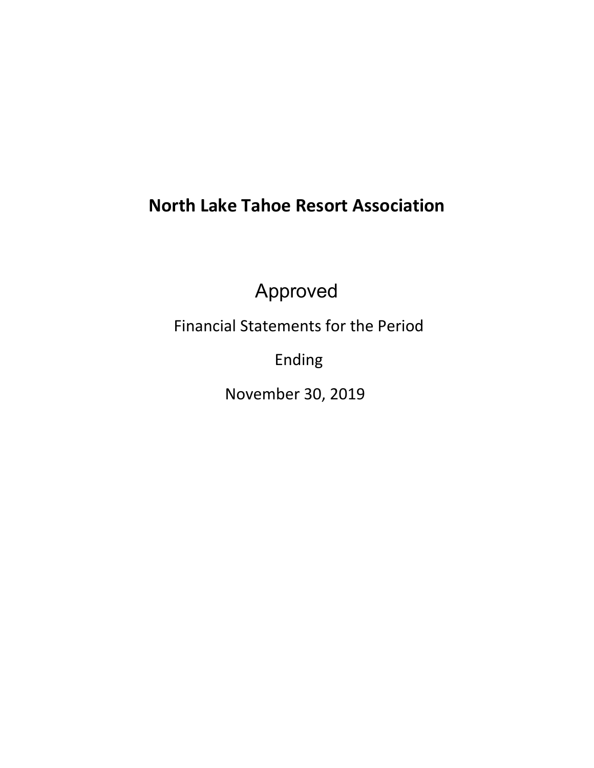# North Lake Tahoe Resort Association

Approved

Financial Statements for the Period

Ending

November 30, 2019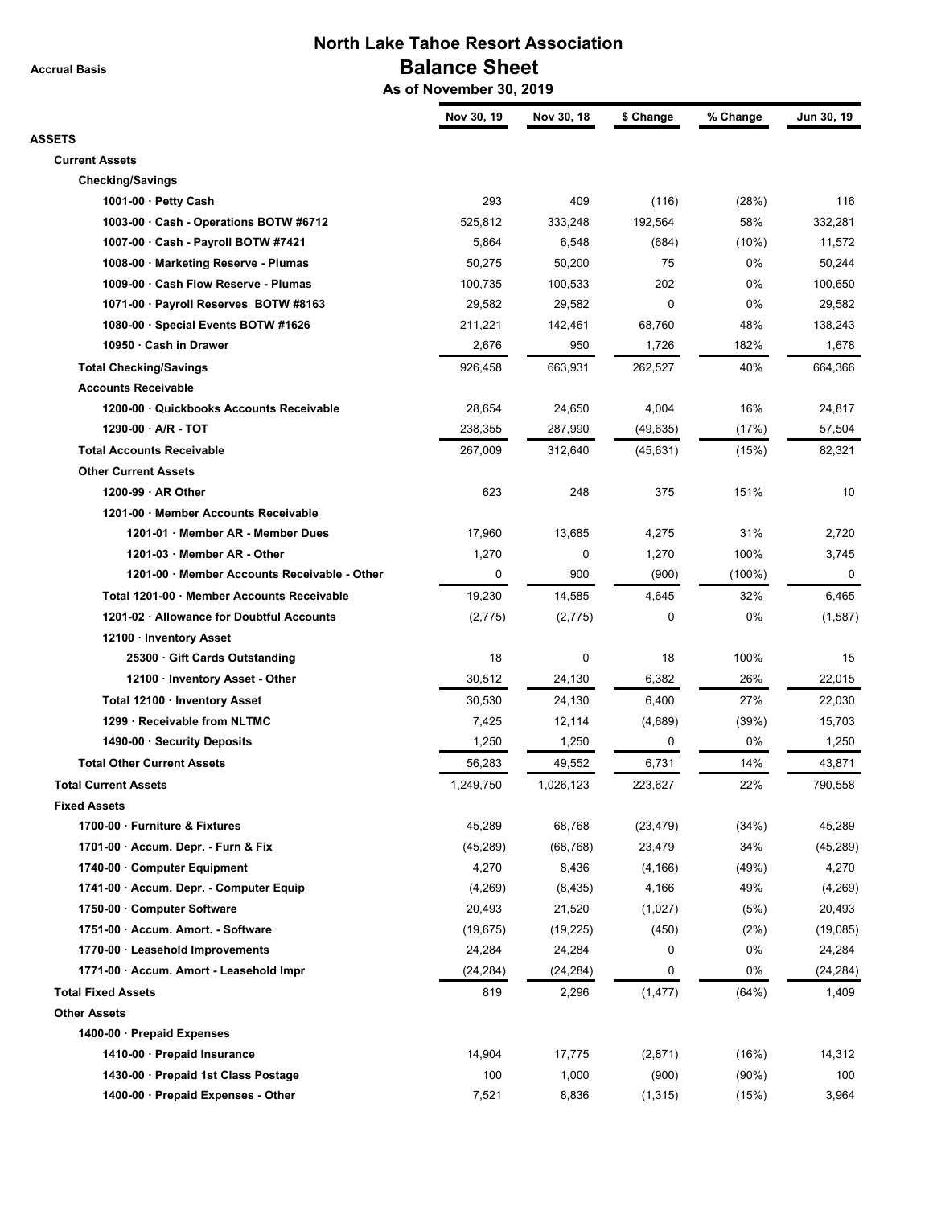# North Lake Tahoe Resort Association

## Balance Sheet

**As of November 30, 2019**

Accrual Basis

| | Nov 30, 19 | Nov 30, 18 | $ Change | % Change | Jun 30, 19 |
|---|---|---|---|---|---|
| **ASSETS** | | | | | |
| **Current Assets** | | | | | |
| **Checking/Savings** | | | | | |
| 1001-00 · Petty Cash | 293 | 409 | (116) | (28%) | 116 |
| 1003-00 · Cash - Operations BOTW #6712 | 525,812 | 333,248 | 192,564 | 58% | 332,281 |
| 1007-00 · Cash - Payroll BOTW #7421 | 5,864 | 6,548 | (684) | (10%) | 11,572 |
| 1008-00 · Marketing Reserve - Plumas | 50,275 | 50,200 | 75 | 0% | 50,244 |
| 1009-00 · Cash Flow Reserve - Plumas | 100,735 | 100,533 | 202 | 0% | 100,650 |
| 1071-00 · Payroll Reserves BOTW #8163 | 29,582 | 29,582 | 0 | 0% | 29,582 |
| 1080-00 · Special Events BOTW #1626 | 211,221 | 142,461 | 68,760 | 48% | 138,243 |
| 10950 · Cash in Drawer | 2,676 | 950 | 1,726 | 182% | 1,678 |
| **Total Checking/Savings** | 926,458 | 663,931 | 262,527 | 40% | 664,366 |
| **Accounts Receivable** | | | | | |
| 1200-00 · Quickbooks Accounts Receivable | 28,654 | 24,650 | 4,004 | 16% | 24,817 |
| 1290-00 · A/R - TOT | 238,355 | 287,990 | (49,635) | (17%) | 57,504 |
| **Total Accounts Receivable** | 267,009 | 312,640 | (45,631) | (15%) | 82,321 |
| **Other Current Assets** | | | | | |
| 1200-99 · AR Other | 623 | 248 | 375 | 151% | 10 |
| 1201-00 · Member Accounts Receivable | | | | | |
| 1201-01 · Member AR - Member Dues | 17,960 | 13,685 | 4,275 | 31% | 2,720 |
| 1201-03 · Member AR - Other | 1,270 | 0 | 1,270 | 100% | 3,745 |
| 1201-00 · Member Accounts Receivable - Other | 0 | 900 | (900) | (100%) | 0 |
| Total 1201-00 · Member Accounts Receivable | 19,230 | 14,585 | 4,645 | 32% | 6,465 |
| 1201-02 · Allowance for Doubtful Accounts | (2,775) | (2,775) | 0 | 0% | (1,587) |
| 12100 · Inventory Asset | | | | | |
| 25300 · Gift Cards Outstanding | 18 | 0 | 18 | 100% | 15 |
| 12100 · Inventory Asset - Other | 30,512 | 24,130 | 6,382 | 26% | 22,015 |
| Total 12100 · Inventory Asset | 30,530 | 24,130 | 6,400 | 27% | 22,030 |
| 1299 · Receivable from NLTMC | 7,425 | 12,114 | (4,689) | (39%) | 15,703 |
| 1490-00 · Security Deposits | 1,250 | 1,250 | 0 | 0% | 1,250 |
| **Total Other Current Assets** | 56,283 | 49,552 | 6,731 | 14% | 43,871 |
| **Total Current Assets** | 1,249,750 | 1,026,123 | 223,627 | 22% | 790,558 |
| **Fixed Assets** | | | | | |
| 1700-00 · Furniture & Fixtures | 45,289 | 68,768 | (23,479) | (34%) | 45,289 |
| 1701-00 · Accum. Depr. - Furn & Fix | (45,289) | (68,768) | 23,479 | 34% | (45,289) |
| 1740-00 · Computer Equipment | 4,270 | 8,436 | (4,166) | (49%) | 4,270 |
| 1741-00 · Accum. Depr. - Computer Equip | (4,269) | (8,435) | 4,166 | 49% | (4,269) |
| 1750-00 · Computer Software | 20,493 | 21,520 | (1,027) | (5%) | 20,493 |
| 1751-00 · Accum. Amort. - Software | (19,675) | (19,225) | (450) | (2%) | (19,085) |
| 1770-00 · Leasehold Improvements | 24,284 | 24,284 | 0 | 0% | 24,284 |
| 1771-00 · Accum. Amort - Leasehold Impr | (24,284) | (24,284) | 0 | 0% | (24,284) |
| **Total Fixed Assets** | 819 | 2,296 | (1,477) | (64%) | 1,409 |
| **Other Assets** | | | | | |
| 1400-00 · Prepaid Expenses | | | | | |
| 1410-00 · Prepaid Insurance | 14,904 | 17,775 | (2,871) | (16%) | 14,312 |
| 1430-00 · Prepaid 1st Class Postage | 100 | 1,000 | (900) | (90%) | 100 |
| 1400-00 · Prepaid Expenses - Other | 7,521 | 8,836 | (1,315) | (15%) | 3,964 |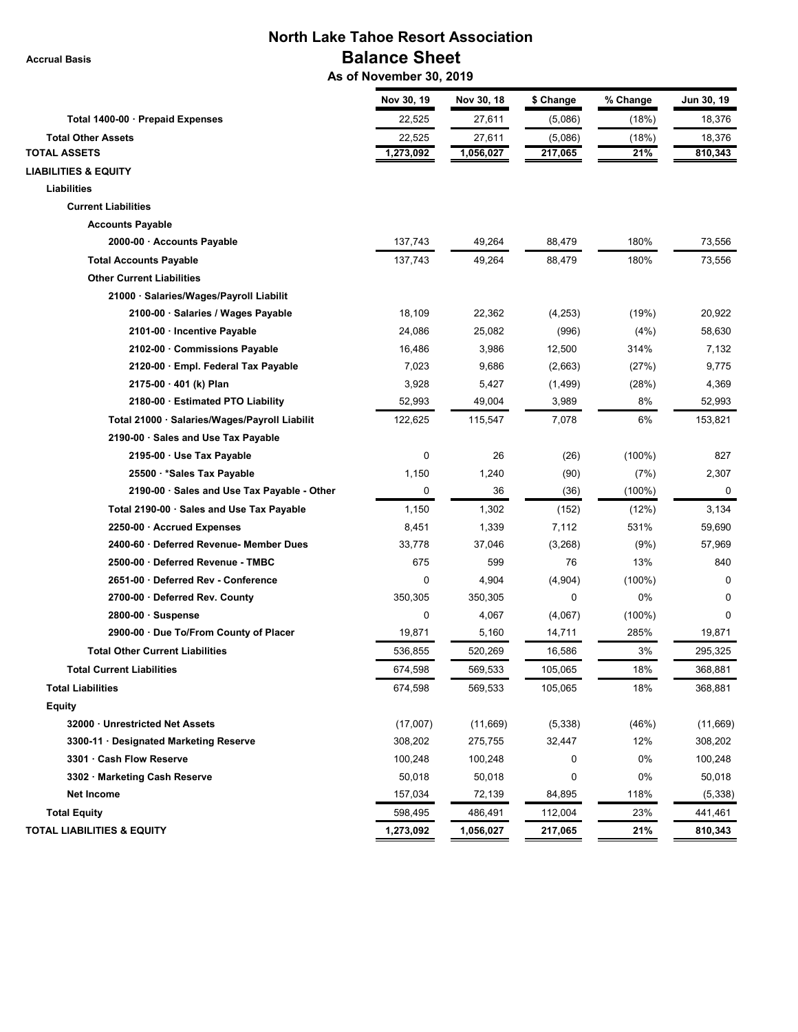# North Lake Tahoe Resort Association

**Accrual Basis**

## Balance Sheet

**As of November 30, 2019**

| | Nov 30, 19 | Nov 30, 18 | $ Change | % Change | Jun 30, 19 |
|---|---|---|---|---|---|
| **Total 1400-00 · Prepaid Expenses** | 22,525 | 27,611 | (5,086) | (18%) | 18,376 |
| **Total Other Assets** | 22,525 | 27,611 | (5,086) | (18%) | 18,376 |
| **TOTAL ASSETS** | **1,273,092** | **1,056,027** | **217,065** | **21%** | **810,343** |
| **LIABILITIES & EQUITY** | | | | | |
| **Liabilities** | | | | | |
| **Current Liabilities** | | | | | |
| **Accounts Payable** | | | | | |
| **2000-00 · Accounts Payable** | 137,743 | 49,264 | 88,479 | 180% | 73,556 |
| **Total Accounts Payable** | 137,743 | 49,264 | 88,479 | 180% | 73,556 |
| **Other Current Liabilities** | | | | | |
| **21000 · Salaries/Wages/Payroll Liabilit** | | | | | |
| **2100-00 · Salaries / Wages Payable** | 18,109 | 22,362 | (4,253) | (19%) | 20,922 |
| **2101-00 · Incentive Payable** | 24,086 | 25,082 | (996) | (4%) | 58,630 |
| **2102-00 · Commissions Payable** | 16,486 | 3,986 | 12,500 | 314% | 7,132 |
| **2120-00 · Empl. Federal Tax Payable** | 7,023 | 9,686 | (2,663) | (27%) | 9,775 |
| **2175-00 · 401 (k) Plan** | 3,928 | 5,427 | (1,499) | (28%) | 4,369 |
| **2180-00 · Estimated PTO Liability** | 52,993 | 49,004 | 3,989 | 8% | 52,993 |
| **Total 21000 · Salaries/Wages/Payroll Liabilit** | 122,625 | 115,547 | 7,078 | 6% | 153,821 |
| **2190-00 · Sales and Use Tax Payable** | | | | | |
| **2195-00 · Use Tax Payable** | 0 | 26 | (26) | (100%) | 827 |
| **25500 · *Sales Tax Payable** | 1,150 | 1,240 | (90) | (7%) | 2,307 |
| **2190-00 · Sales and Use Tax Payable - Other** | 0 | 36 | (36) | (100%) | 0 |
| **Total 2190-00 · Sales and Use Tax Payable** | 1,150 | 1,302 | (152) | (12%) | 3,134 |
| **2250-00 · Accrued Expenses** | 8,451 | 1,339 | 7,112 | 531% | 59,690 |
| **2400-60 · Deferred Revenue- Member Dues** | 33,778 | 37,046 | (3,268) | (9%) | 57,969 |
| **2500-00 · Deferred Revenue - TMBC** | 675 | 599 | 76 | 13% | 840 |
| **2651-00 · Deferred Rev - Conference** | 0 | 4,904 | (4,904) | (100%) | 0 |
| **2700-00 · Deferred Rev. County** | 350,305 | 350,305 | 0 | 0% | 0 |
| **2800-00 · Suspense** | 0 | 4,067 | (4,067) | (100%) | 0 |
| **2900-00 · Due To/From County of Placer** | 19,871 | 5,160 | 14,711 | 285% | 19,871 |
| **Total Other Current Liabilities** | 536,855 | 520,269 | 16,586 | 3% | 295,325 |
| **Total Current Liabilities** | 674,598 | 569,533 | 105,065 | 18% | 368,881 |
| **Total Liabilities** | 674,598 | 569,533 | 105,065 | 18% | 368,881 |
| **Equity** | | | | | |
| **32000 · Unrestricted Net Assets** | (17,007) | (11,669) | (5,338) | (46%) | (11,669) |
| **3300-11 · Designated Marketing Reserve** | 308,202 | 275,755 | 32,447 | 12% | 308,202 |
| **3301 · Cash Flow Reserve** | 100,248 | 100,248 | 0 | 0% | 100,248 |
| **3302 · Marketing Cash Reserve** | 50,018 | 50,018 | 0 | 0% | 50,018 |
| **Net Income** | 157,034 | 72,139 | 84,895 | 118% | (5,338) |
| **Total Equity** | 598,495 | 486,491 | 112,004 | 23% | 441,461 |
| **TOTAL LIABILITIES & EQUITY** | **1,273,092** | **1,056,027** | **217,065** | **21%** | **810,343** |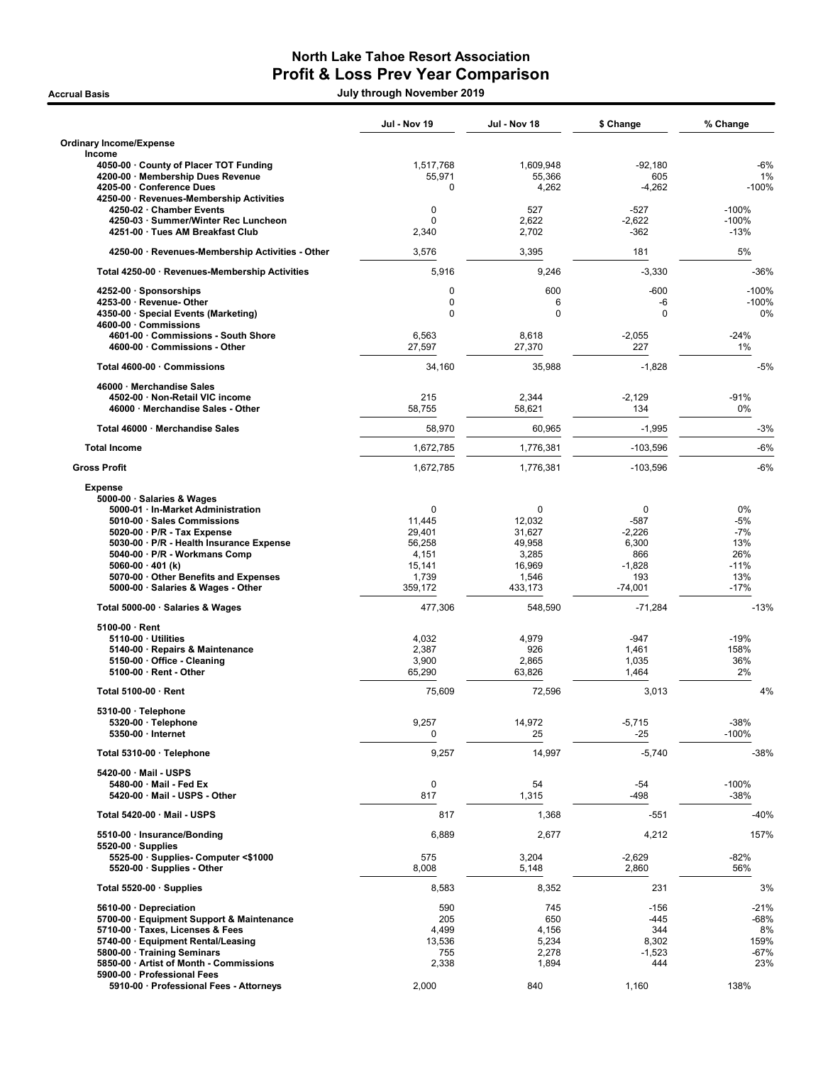# North Lake Tahoe Resort Association
## Profit & Loss Prev Year Comparison

**Accrual Basis** — July through November 2019

| | Jul - Nov 19 | Jul - Nov 18 | $ Change | % Change |
|---|---|---|---|---|
| **Ordinary Income/Expense** | | | | |
| **Income** | | | | |
| 4050-00 · County of Placer TOT Funding | 1,517,768 | 1,609,948 | -92,180 | -6% |
| 4200-00 · Membership Dues Revenue | 55,971 | 55,366 | 605 | 1% |
| 4205-00 · Conference Dues | 0 | 4,262 | -4,262 | -100% |
| 4250-00 · Revenues-Membership Activities | | | | |
| 4250-02 · Chamber Events | 0 | 527 | -527 | -100% |
| 4250-03 · Summer/Winter Rec Luncheon | 0 | 2,622 | -2,622 | -100% |
| 4251-00 · Tues AM Breakfast Club | 2,340 | 2,702 | -362 | -13% |
| 4250-00 · Revenues-Membership Activities - Other | 3,576 | 3,395 | 181 | 5% |
| Total 4250-00 · Revenues-Membership Activities | 5,916 | 9,246 | -3,330 | -36% |
| 4252-00 · Sponsorships | 0 | 600 | -600 | -100% |
| 4253-00 · Revenue- Other | 0 | 6 | -6 | -100% |
| 4350-00 · Special Events (Marketing) | 0 | 0 | 0 | 0% |
| 4600-00 · Commissions | | | | |
| 4601-00 · Commissions - South Shore | 6,563 | 8,618 | -2,055 | -24% |
| 4600-00 · Commissions - Other | 27,597 | 27,370 | 227 | 1% |
| Total 4600-00 · Commissions | 34,160 | 35,988 | -1,828 | -5% |
| 46000 · Merchandise Sales | | | | |
| 4502-00 · Non-Retail VIC income | 215 | 2,344 | -2,129 | -91% |
| 46000 · Merchandise Sales - Other | 58,755 | 58,621 | 134 | 0% |
| Total 46000 · Merchandise Sales | 58,970 | 60,965 | -1,995 | -3% |
| **Total Income** | 1,672,785 | 1,776,381 | -103,596 | -6% |
| **Gross Profit** | 1,672,785 | 1,776,381 | -103,596 | -6% |
| **Expense** | | | | |
| 5000-00 · Salaries & Wages | | | | |
| 5000-01 · In-Market Administration | 0 | 0 | 0 | 0% |
| 5010-00 · Sales Commissions | 11,445 | 12,032 | -587 | -5% |
| 5020-00 · P/R - Tax Expense | 29,401 | 31,627 | -2,226 | -7% |
| 5030-00 · P/R - Health Insurance Expense | 56,258 | 49,958 | 6,300 | 13% |
| 5040-00 · P/R - Workmans Comp | 4,151 | 3,285 | 866 | 26% |
| 5060-00 · 401 (k) | 15,141 | 16,969 | -1,828 | -11% |
| 5070-00 · Other Benefits and Expenses | 1,739 | 1,546 | 193 | 13% |
| 5000-00 · Salaries & Wages - Other | 359,172 | 433,173 | -74,001 | -17% |
| Total 5000-00 · Salaries & Wages | 477,306 | 548,590 | -71,284 | -13% |
| 5100-00 · Rent | | | | |
| 5110-00 · Utilities | 4,032 | 4,979 | -947 | -19% |
| 5140-00 · Repairs & Maintenance | 2,387 | 926 | 1,461 | 158% |
| 5150-00 · Office - Cleaning | 3,900 | 2,865 | 1,035 | 36% |
| 5100-00 · Rent - Other | 65,290 | 63,826 | 1,464 | 2% |
| Total 5100-00 · Rent | 75,609 | 72,596 | 3,013 | 4% |
| 5310-00 · Telephone | | | | |
| 5320-00 · Telephone | 9,257 | 14,972 | -5,715 | -38% |
| 5350-00 · Internet | 0 | 25 | -25 | -100% |
| Total 5310-00 · Telephone | 9,257 | 14,997 | -5,740 | -38% |
| 5420-00 · Mail - USPS | | | | |
| 5480-00 · Mail - Fed Ex | 0 | 54 | -54 | -100% |
| 5420-00 · Mail - USPS - Other | 817 | 1,315 | -498 | -38% |
| Total 5420-00 · Mail - USPS | 817 | 1,368 | -551 | -40% |
| 5510-00 · Insurance/Bonding | 6,889 | 2,677 | 4,212 | 157% |
| 5520-00 · Supplies | | | | |
| 5525-00 · Supplies- Computer <$1000 | 575 | 3,204 | -2,629 | -82% |
| 5520-00 · Supplies - Other | 8,008 | 5,148 | 2,860 | 56% |
| Total 5520-00 · Supplies | 8,583 | 8,352 | 231 | 3% |
| 5610-00 · Depreciation | 590 | 745 | -156 | -21% |
| 5700-00 · Equipment Support & Maintenance | 205 | 650 | -445 | -68% |
| 5710-00 · Taxes, Licenses & Fees | 4,499 | 4,156 | 344 | 8% |
| 5740-00 · Equipment Rental/Leasing | 13,536 | 5,234 | 8,302 | 159% |
| 5800-00 · Training Seminars | 755 | 2,278 | -1,523 | -67% |
| 5850-00 · Artist of Month - Commissions | 2,338 | 1,894 | 444 | 23% |
| 5900-00 · Professional Fees | | | | |
| 5910-00 · Professional Fees - Attorneys | 2,000 | 840 | 1,160 | 138% |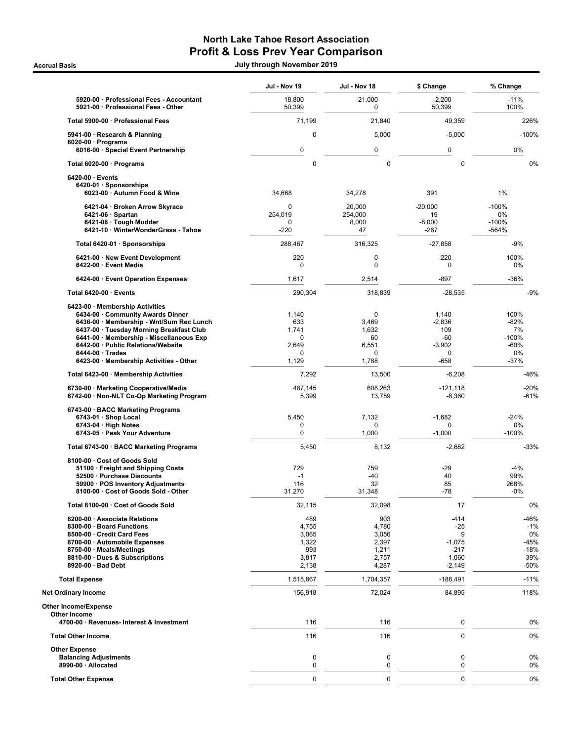# North Lake Tahoe Resort Association
## Profit & Loss Prev Year Comparison

Accrual Basis — July through November 2019

| | Jul - Nov 19 | Jul - Nov 18 | $ Change | % Change |
|---|---|---|---|---|
| 5920-00 · Professional Fees - Accountant | 18,800 | 21,000 | -2,200 | -11% |
| 5921-00 · Professional Fees - Other | 50,399 | 0 | 50,399 | 100% |
| Total 5900-00 · Professional Fees | 71,199 | 21,840 | 49,359 | 226% |
| 5941-00 · Research & Planning | 0 | 5,000 | -5,000 | -100% |
| 6020-00 · Programs | | | | |
| 6016-00 · Special Event Partnership | 0 | 0 | 0 | 0% |
| Total 6020-00 · Programs | 0 | 0 | 0 | 0% |
| 6420-00 · Events | | | | |
| 6420-01 · Sponsorships | | | | |
| 6023-00 · Autumn Food & Wine | 34,668 | 34,278 | 391 | 1% |
| 6421-04 · Broken Arrow Skyrace | 0 | 20,000 | -20,000 | -100% |
| 6421-06 · Spartan | 254,019 | 254,000 | 19 | 0% |
| 6421-08 · Tough Mudder | 0 | 8,000 | -8,000 | -100% |
| 6421-10 · WinterWonderGrass - Tahoe | -220 | 47 | -267 | -564% |
| Total 6420-01 · Sponsorships | 288,467 | 316,325 | -27,858 | -9% |
| 6421-00 · New Event Development | 220 | 0 | 220 | 100% |
| 6422-00 · Event Media | 0 | 0 | 0 | 0% |
| 6424-00 · Event Operation Expenses | 1,617 | 2,514 | -897 | -36% |
| Total 6420-00 · Events | 290,304 | 318,839 | -28,535 | -9% |
| 6423-00 · Membership Activities | | | | |
| 6434-00 · Community Awards Dinner | 1,140 | 0 | 1,140 | 100% |
| 6436-00 · Membership - Wnt/Sum Rec Lunch | 633 | 3,469 | -2,836 | -82% |
| 6437-00 · Tuesday Morning Breakfast Club | 1,741 | 1,632 | 109 | 7% |
| 6441-00 · Membership - Miscellaneous Exp | 0 | 60 | -60 | -100% |
| 6442-00 · Public Relations/Website | 2,649 | 6,551 | -3,902 | -60% |
| 6444-00 · Trades | 0 | 0 | 0 | 0% |
| 6423-00 · Membership Activities - Other | 1,129 | 1,788 | -658 | -37% |
| Total 6423-00 · Membership Activities | 7,292 | 13,500 | -6,208 | -46% |
| 6730-00 · Marketing Cooperative/Media | 487,145 | 608,263 | -121,118 | -20% |
| 6742-00 · Non-NLT Co-Op Marketing Program | 5,399 | 13,759 | -8,360 | -61% |
| 6743-00 · BACC Marketing Programs | | | | |
| 6743-01 · Shop Local | 5,450 | 7,132 | -1,682 | -24% |
| 6743-04 · High Notes | 0 | 0 | 0 | 0% |
| 6743-05 · Peak Your Adventure | 0 | 1,000 | -1,000 | -100% |
| Total 6743-00 · BACC Marketing Programs | 5,450 | 8,132 | -2,682 | -33% |
| 8100-00 · Cost of Goods Sold | | | | |
| 51100 · Freight and Shipping Costs | 729 | 759 | -29 | -4% |
| 52500 · Purchase Discounts | -1 | -40 | 40 | 99% |
| 59900 · POS Inventory Adjustments | 116 | 32 | 85 | 268% |
| 8100-00 · Cost of Goods Sold - Other | 31,270 | 31,348 | -78 | -0% |
| Total 8100-00 · Cost of Goods Sold | 32,115 | 32,098 | 17 | 0% |
| 8200-00 · Associate Relations | 489 | 903 | -414 | -46% |
| 8300-00 · Board Functions | 4,755 | 4,780 | -25 | -1% |
| 8500-00 · Credit Card Fees | 3,065 | 3,056 | 9 | 0% |
| 8700-00 · Automobile Expenses | 1,322 | 2,397 | -1,075 | -45% |
| 8750-00 · Meals/Meetings | 993 | 1,211 | -217 | -18% |
| 8810-00 · Dues & Subscriptions | 3,817 | 2,757 | 1,060 | 39% |
| 8920-00 · Bad Debt | 2,138 | 4,287 | -2,149 | -50% |
| Total Expense | 1,515,867 | 1,704,357 | -188,491 | -11% |
| Net Ordinary Income | 156,918 | 72,024 | 84,895 | 118% |
| Other Income/Expense | | | | |
| Other Income | | | | |
| 4700-00 · Revenues- Interest & Investment | 116 | 116 | 0 | 0% |
| Total Other Income | 116 | 116 | 0 | 0% |
| Other Expense | | | | |
| Balancing Adjustments | 0 | 0 | 0 | 0% |
| 8990-00 · Allocated | 0 | 0 | 0 | 0% |
| Total Other Expense | 0 | 0 | 0 | 0% |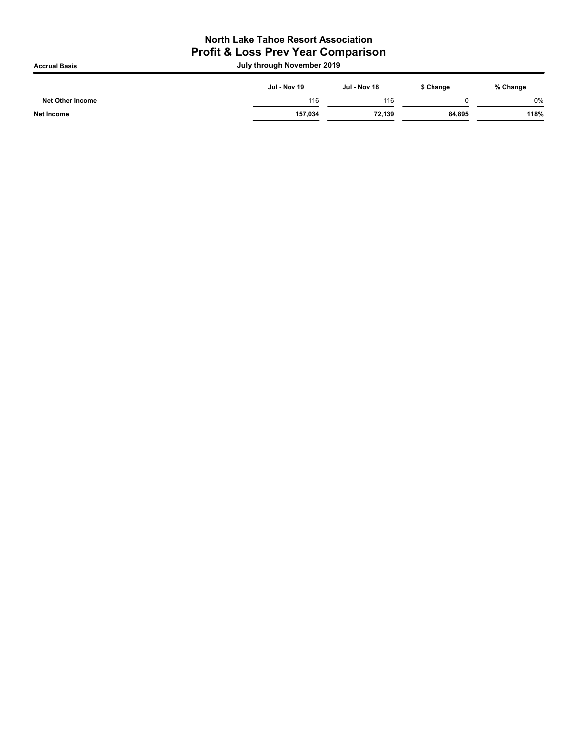# North Lake Tahoe Resort Association

## Profit & Loss Prev Year Comparison

**Accrual Basis** — **July through November 2019**

| | Jul - Nov 19 | Jul - Nov 18 | $ Change | % Change |
|---|---|---|---|---|
| **Net Other Income** | 116 | 116 | 0 | 0% |
| **Net Income** | **157,034** | **72,139** | **84,895** | **118%** |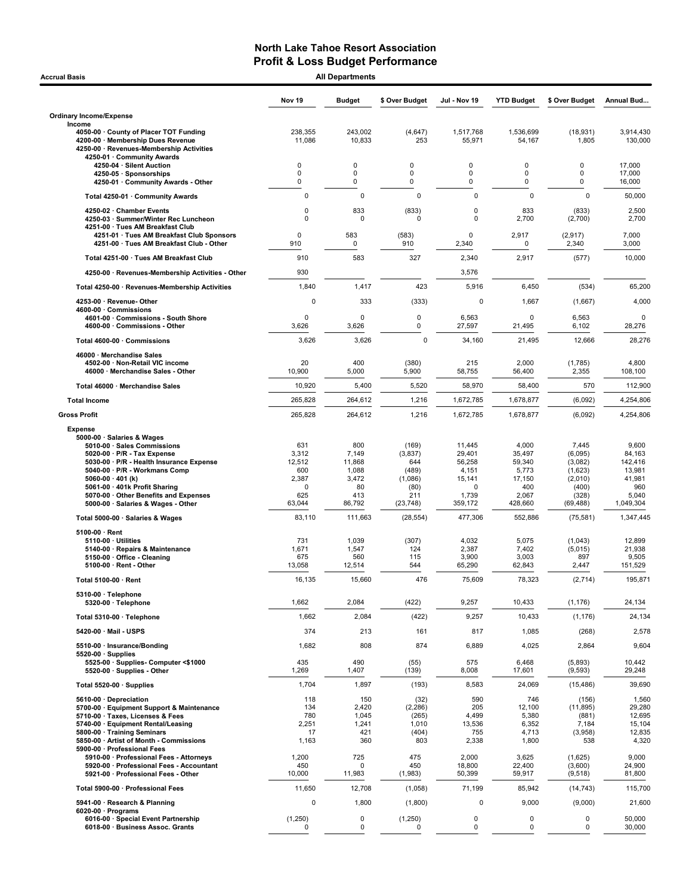# North Lake Tahoe Resort Association
## Profit & Loss Budget Performance

**Accrual Basis** — **All Departments**

| | Nov 19 | Budget | $ Over Budget | Jul - Nov 19 | YTD Budget | $ Over Budget | Annual Bud... |
|---|---|---|---|---|---|---|---|
| **Ordinary Income/Expense** | | | | | | | |
| Income | | | | | | | |
| 4050-00 · County of Placer TOT Funding | 238,355 | 243,002 | (4,647) | 1,517,768 | 1,536,699 | (18,931) | 3,914,430 |
| 4200-00 · Membership Dues Revenue | 11,086 | 10,833 | 253 | 55,971 | 54,167 | 1,805 | 130,000 |
| 4250-00 · Revenues-Membership Activities | | | | | | | |
| 4250-01 · Community Awards | | | | | | | |
| 4250-04 · Silent Auction | 0 | 0 | 0 | 0 | 0 | 0 | 17,000 |
| 4250-05 · Sponsorships | 0 | 0 | 0 | 0 | 0 | 0 | 17,000 |
| 4250-01 · Community Awards - Other | 0 | 0 | 0 | 0 | 0 | 0 | 16,000 |
| Total 4250-01 · Community Awards | 0 | 0 | 0 | 0 | 0 | 0 | 50,000 |
| 4250-02 · Chamber Events | 0 | 833 | (833) | 0 | 833 | (833) | 2,500 |
| 4250-03 · Summer/Winter Rec Luncheon | 0 | 0 | 0 | 0 | 2,700 | (2,700) | 2,700 |
| 4251-00 · Tues AM Breakfast Club | | | | | | | |
| 4251-01 · Tues AM Breakfast Club Sponsors | 0 | 583 | (583) | 0 | 2,917 | (2,917) | 7,000 |
| 4251-00 · Tues AM Breakfast Club - Other | 910 | 0 | 910 | 2,340 | 0 | 2,340 | 3,000 |
| Total 4251-00 · Tues AM Breakfast Club | 910 | 583 | 327 | 2,340 | 2,917 | (577) | 10,000 |
| 4250-00 · Revenues-Membership Activities - Other | 930 | | | 3,576 | | | |
| Total 4250-00 · Revenues-Membership Activities | 1,840 | 1,417 | 423 | 5,916 | 6,450 | (534) | 65,200 |
| 4253-00 · Revenue- Other | 0 | 333 | (333) | 0 | 1,667 | (1,667) | 4,000 |
| 4600-00 · Commissions | | | | | | | |
| 4601-00 · Commissions - South Shore | 0 | 0 | 0 | 6,563 | 0 | 6,563 | 0 |
| 4600-00 · Commissions - Other | 3,626 | 3,626 | 0 | 27,597 | 21,495 | 6,102 | 28,276 |
| Total 4600-00 · Commissions | 3,626 | 3,626 | 0 | 34,160 | 21,495 | 12,666 | 28,276 |
| 46000 · Merchandise Sales | | | | | | | |
| 4502-00 · Non-Retail VIC income | 20 | 400 | (380) | 215 | 2,000 | (1,785) | 4,800 |
| 46000 · Merchandise Sales - Other | 10,900 | 5,000 | 5,900 | 58,755 | 56,400 | 2,355 | 108,100 |
| Total 46000 · Merchandise Sales | 10,920 | 5,400 | 5,520 | 58,970 | 58,400 | 570 | 112,900 |
| **Total Income** | 265,828 | 264,612 | 1,216 | 1,672,785 | 1,678,877 | (6,092) | 4,254,806 |
| **Gross Profit** | 265,828 | 264,612 | 1,216 | 1,672,785 | 1,678,877 | (6,092) | 4,254,806 |
| Expense | | | | | | | |
| 5000-00 · Salaries & Wages | | | | | | | |
| 5010-00 · Sales Commissions | 631 | 800 | (169) | 11,445 | 4,000 | 7,445 | 9,600 |
| 5020-00 · P/R - Tax Expense | 3,312 | 7,149 | (3,837) | 29,401 | 35,497 | (6,095) | 84,163 |
| 5030-00 · P/R - Health Insurance Expense | 12,512 | 11,868 | 644 | 56,258 | 59,340 | (3,082) | 142,416 |
| 5040-00 · P/R - Workmans Comp | 600 | 1,088 | (489) | 4,151 | 5,773 | (1,623) | 13,981 |
| 5060-00 · 401 (k) | 2,387 | 3,472 | (1,086) | 15,141 | 17,150 | (2,010) | 41,981 |
| 5061-00 · 401k Profit Sharing | 0 | 80 | (80) | 0 | 400 | (400) | 960 |
| 5070-00 · Other Benefits and Expenses | 625 | 413 | 211 | 1,739 | 2,067 | (328) | 5,040 |
| 5000-00 · Salaries & Wages - Other | 63,044 | 86,792 | (23,748) | 359,172 | 428,660 | (69,488) | 1,049,304 |
| Total 5000-00 · Salaries & Wages | 83,110 | 111,663 | (28,554) | 477,306 | 552,886 | (75,581) | 1,347,445 |
| 5100-00 · Rent | | | | | | | |
| 5110-00 · Utilities | 731 | 1,039 | (307) | 4,032 | 5,075 | (1,043) | 12,899 |
| 5140-00 · Repairs & Maintenance | 1,671 | 1,547 | 124 | 2,387 | 7,402 | (5,015) | 21,938 |
| 5150-00 · Office - Cleaning | 675 | 560 | 115 | 3,900 | 3,003 | 897 | 9,505 |
| 5100-00 · Rent - Other | 13,058 | 12,514 | 544 | 65,290 | 62,843 | 2,447 | 151,529 |
| Total 5100-00 · Rent | 16,135 | 15,660 | 476 | 75,609 | 78,323 | (2,714) | 195,871 |
| 5310-00 · Telephone | | | | | | | |
| 5320-00 · Telephone | 1,662 | 2,084 | (422) | 9,257 | 10,433 | (1,176) | 24,134 |
| Total 5310-00 · Telephone | 1,662 | 2,084 | (422) | 9,257 | 10,433 | (1,176) | 24,134 |
| 5420-00 · Mail - USPS | 374 | 213 | 161 | 817 | 1,085 | (268) | 2,578 |
| 5510-00 · Insurance/Bonding | 1,682 | 808 | 874 | 6,889 | 4,025 | 2,864 | 9,604 |
| 5520-00 · Supplies | | | | | | | |
| 5525-00 · Supplies- Computer <$1000 | 435 | 490 | (55) | 575 | 6,468 | (5,893) | 10,442 |
| 5520-00 · Supplies - Other | 1,269 | 1,407 | (139) | 8,008 | 17,601 | (9,593) | 29,248 |
| Total 5520-00 · Supplies | 1,704 | 1,897 | (193) | 8,583 | 24,069 | (15,486) | 39,690 |
| 5610-00 · Depreciation | 118 | 150 | (32) | 590 | 746 | (156) | 1,560 |
| 5700-00 · Equipment Support & Maintenance | 134 | 2,420 | (2,286) | 205 | 12,100 | (11,895) | 29,280 |
| 5710-00 · Taxes, Licenses & Fees | 780 | 1,045 | (265) | 4,499 | 5,380 | (881) | 12,695 |
| 5740-00 · Equipment Rental/Leasing | 2,251 | 1,241 | 1,010 | 13,536 | 6,352 | 7,184 | 15,104 |
| 5800-00 · Training Seminars | 17 | 421 | (404) | 755 | 4,713 | (3,958) | 12,835 |
| 5850-00 · Artist of Month - Commissions | 1,163 | 360 | 803 | 2,338 | 1,800 | 538 | 4,320 |
| 5900-00 · Professional Fees | | | | | | | |
| 5910-00 · Professional Fees - Attorneys | 1,200 | 725 | 475 | 2,000 | 3,625 | (1,625) | 9,000 |
| 5920-00 · Professional Fees - Accountant | 450 | 0 | 450 | 18,800 | 22,400 | (3,600) | 24,900 |
| 5921-00 · Professional Fees - Other | 10,000 | 11,983 | (1,983) | 50,399 | 59,917 | (9,518) | 81,800 |
| Total 5900-00 · Professional Fees | 11,650 | 12,708 | (1,058) | 71,199 | 85,942 | (14,743) | 115,700 |
| 5941-00 · Research & Planning | 0 | 1,800 | (1,800) | 0 | 9,000 | (9,000) | 21,600 |
| 6020-00 · Programs | | | | | | | |
| 6016-00 · Special Event Partnership | (1,250) | 0 | (1,250) | 0 | 0 | 0 | 50,000 |
| 6018-00 · Business Assoc. Grants | 0 | 0 | 0 | 0 | 0 | 0 | 30,000 |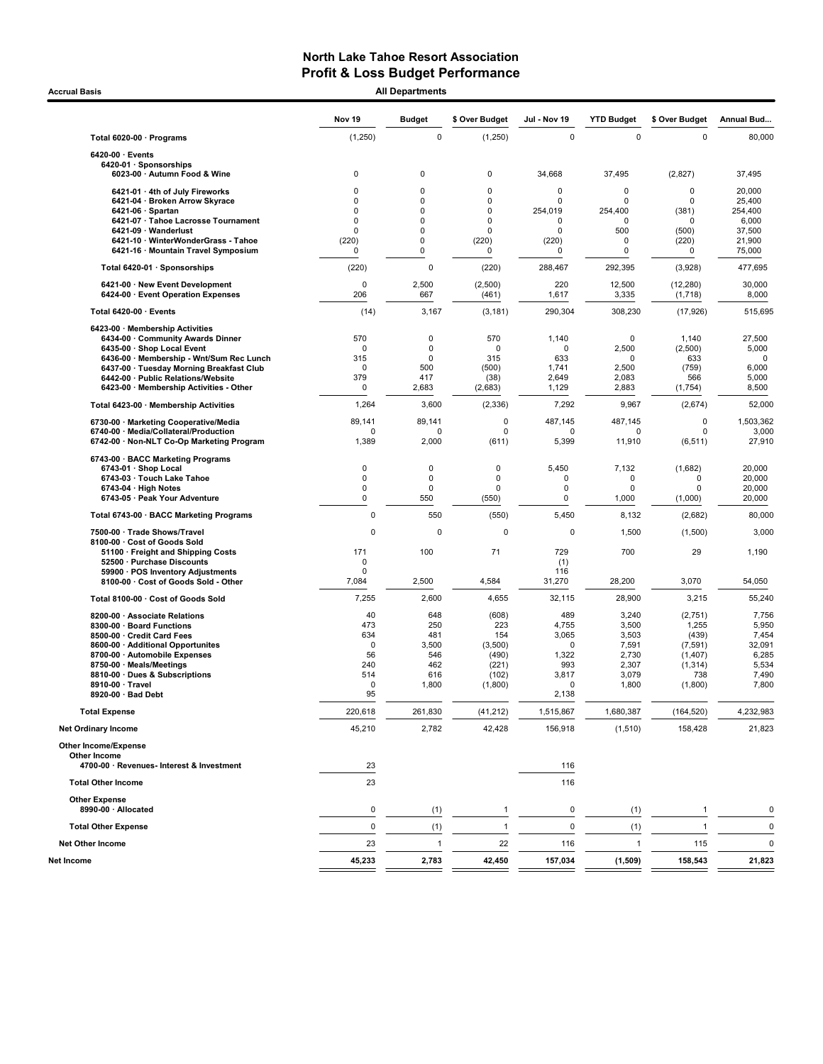# North Lake Tahoe Resort Association
## Profit & Loss Budget Performance

Accrual Basis — All Departments

| | Nov 19 | Budget | $ Over Budget | Jul - Nov 19 | YTD Budget | $ Over Budget | Annual Bud... |
|---|---|---|---|---|---|---|---|
| **Total 6020-00 · Programs** | (1,250) | 0 | (1,250) | 0 | 0 | 0 | 80,000 |
| **6420-00 · Events** | | | | | | | |
| **6420-01 · Sponsorships** | | | | | | | |
| 6023-00 · Autumn Food & Wine | 0 | 0 | 0 | 34,668 | 37,495 | (2,827) | 37,495 |
| 6421-01 · 4th of July Fireworks | 0 | 0 | 0 | 0 | 0 | 0 | 20,000 |
| 6421-04 · Broken Arrow Skyrace | 0 | 0 | 0 | 0 | 0 | 0 | 25,400 |
| 6421-06 · Spartan | 0 | 0 | 0 | 254,019 | 254,400 | (381) | 254,400 |
| 6421-07 · Tahoe Lacrosse Tournament | 0 | 0 | 0 | 0 | 0 | 0 | 6,000 |
| 6421-09 · Wanderlust | 0 | 0 | 0 | 0 | 500 | (500) | 37,500 |
| 6421-10 · WinterWonderGrass - Tahoe | (220) | 0 | (220) | (220) | 0 | (220) | 21,900 |
| 6421-16 · Mountain Travel Symposium | 0 | 0 | 0 | 0 | 0 | 0 | 75,000 |
| **Total 6420-01 · Sponsorships** | (220) | 0 | (220) | 288,467 | 292,395 | (3,928) | 477,695 |
| 6421-00 · New Event Development | 0 | 2,500 | (2,500) | 220 | 12,500 | (12,280) | 30,000 |
| 6424-00 · Event Operation Expenses | 206 | 667 | (461) | 1,617 | 3,335 | (1,718) | 8,000 |
| **Total 6420-00 · Events** | (14) | 3,167 | (3,181) | 290,304 | 308,230 | (17,926) | 515,695 |
| **6423-00 · Membership Activities** | | | | | | | |
| 6434-00 · Community Awards Dinner | 570 | 0 | 570 | 1,140 | 0 | 1,140 | 27,500 |
| 6435-00 · Shop Local Event | 0 | 0 | 0 | 0 | 2,500 | (2,500) | 5,000 |
| 6436-00 · Membership - Wnt/Sum Rec Lunch | 315 | 0 | 315 | 633 | 0 | 633 | 0 |
| 6437-00 · Tuesday Morning Breakfast Club | 0 | 500 | (500) | 1,741 | 2,500 | (759) | 6,000 |
| 6442-00 · Public Relations/Website | 379 | 417 | (38) | 2,649 | 2,083 | 566 | 5,000 |
| 6423-00 · Membership Activities - Other | 0 | 2,683 | (2,683) | 1,129 | 2,883 | (1,754) | 8,500 |
| **Total 6423-00 · Membership Activities** | 1,264 | 3,600 | (2,336) | 7,292 | 9,967 | (2,674) | 52,000 |
| 6730-00 · Marketing Cooperative/Media | 89,141 | 89,141 | 0 | 487,145 | 487,145 | 0 | 1,503,362 |
| 6740-00 · Media/Collateral/Production | 0 | 0 | 0 | 0 | 0 | 0 | 3,000 |
| 6742-00 · Non-NLT Co-Op Marketing Program | 1,389 | 2,000 | (611) | 5,399 | 11,910 | (6,511) | 27,910 |
| **6743-00 · BACC Marketing Programs** | | | | | | | |
| 6743-01 · Shop Local | 0 | 0 | 0 | 5,450 | 7,132 | (1,682) | 20,000 |
| 6743-03 · Touch Lake Tahoe | 0 | 0 | 0 | 0 | 0 | 0 | 20,000 |
| 6743-04 · High Notes | 0 | 0 | 0 | 0 | 0 | 0 | 20,000 |
| 6743-05 · Peak Your Adventure | 0 | 550 | (550) | 0 | 1,000 | (1,000) | 20,000 |
| **Total 6743-00 · BACC Marketing Programs** | 0 | 550 | (550) | 5,450 | 8,132 | (2,682) | 80,000 |
| 7500-00 · Trade Shows/Travel | 0 | 0 | 0 | 0 | 1,500 | (1,500) | 3,000 |
| **8100-00 · Cost of Goods Sold** | | | | | | | |
| 51100 · Freight and Shipping Costs | 171 | 100 | 71 | 729 | 700 | 29 | 1,190 |
| 52500 · Purchase Discounts | 0 | | | (1) | | | |
| 59900 · POS Inventory Adjustments | 0 | | | 116 | | | |
| 8100-00 · Cost of Goods Sold - Other | 7,084 | 2,500 | 4,584 | 31,270 | 28,200 | 3,070 | 54,050 |
| **Total 8100-00 · Cost of Goods Sold** | 7,255 | 2,600 | 4,655 | 32,115 | 28,900 | 3,215 | 55,240 |
| 8200-00 · Associate Relations | 40 | 648 | (608) | 489 | 3,240 | (2,751) | 7,756 |
| 8300-00 · Board Functions | 473 | 250 | 223 | 4,755 | 3,500 | 1,255 | 5,950 |
| 8500-00 · Credit Card Fees | 634 | 481 | 154 | 3,065 | 3,503 | (439) | 7,454 |
| 8600-00 · Additional Opportunites | 0 | 3,500 | (3,500) | 0 | 7,591 | (7,591) | 32,091 |
| 8700-00 · Automobile Expenses | 56 | 546 | (490) | 1,322 | 2,730 | (1,407) | 6,285 |
| 8750-00 · Meals/Meetings | 240 | 462 | (221) | 993 | 2,307 | (1,314) | 5,534 |
| 8810-00 · Dues & Subscriptions | 514 | 616 | (102) | 3,817 | 3,079 | 738 | 7,490 |
| 8910-00 · Travel | 0 | 1,800 | (1,800) | 0 | 1,800 | (1,800) | 7,800 |
| 8920-00 · Bad Debt | 95 | | | 2,138 | | | |
| **Total Expense** | 220,618 | 261,830 | (41,212) | 1,515,867 | 1,680,387 | (164,520) | 4,232,983 |
| **Net Ordinary Income** | 45,210 | 2,782 | 42,428 | 156,918 | (1,510) | 158,428 | 21,823 |
| **Other Income/Expense** | | | | | | | |
| **Other Income** | | | | | | | |
| 4700-00 · Revenues- Interest & Investment | 23 | | | 116 | | | |
| **Total Other Income** | 23 | | | 116 | | | |
| **Other Expense** | | | | | | | |
| 8990-00 · Allocated | 0 | (1) | 1 | 0 | (1) | 1 | 0 |
| **Total Other Expense** | 0 | (1) | 1 | 0 | (1) | 1 | 0 |
| **Net Other Income** | 23 | 1 | 22 | 116 | 1 | 115 | 0 |
| **Net Income** | 45,233 | 2,783 | 42,450 | 157,034 | (1,509) | 158,543 | 21,823 |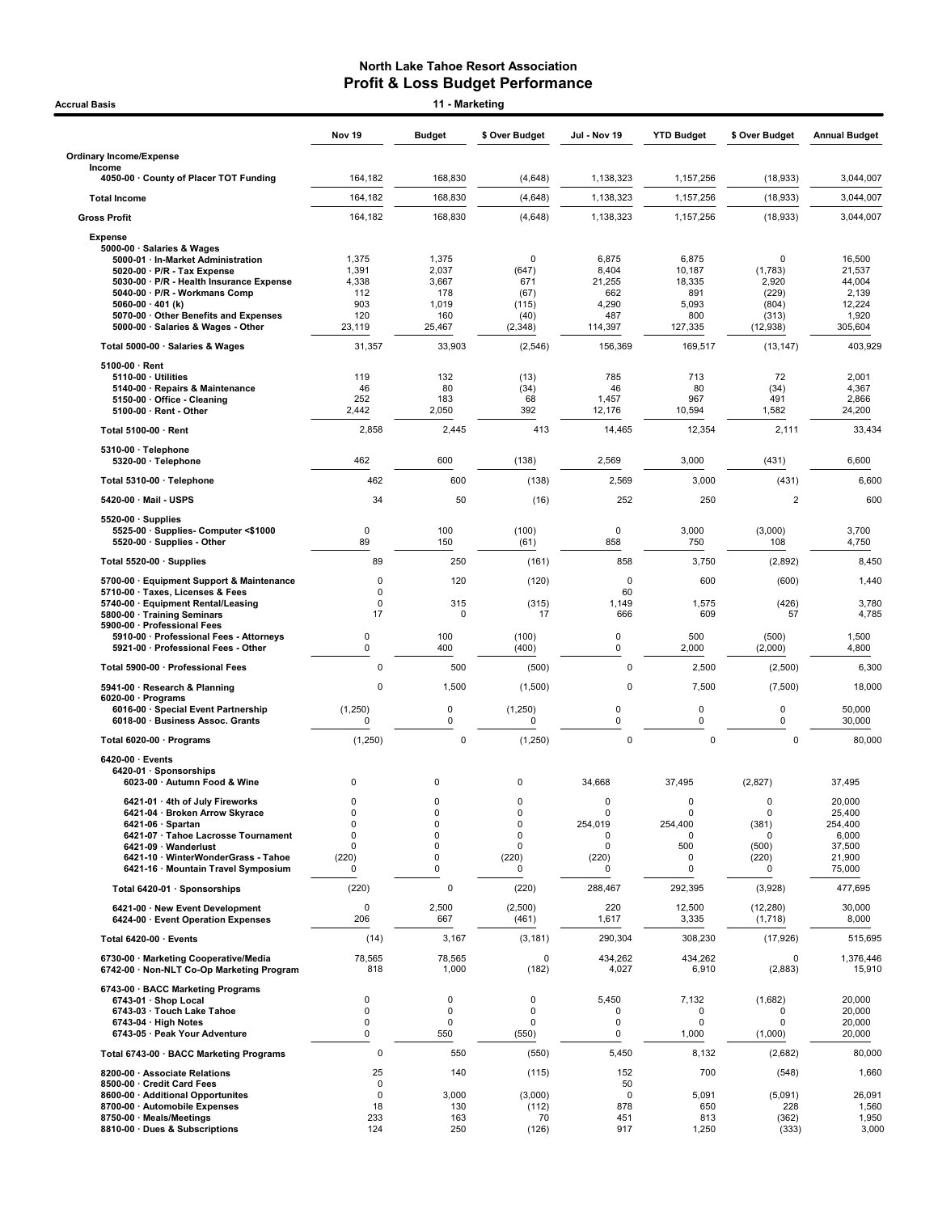# North Lake Tahoe Resort Association
## Profit & Loss Budget Performance

**Accrual Basis** — **11 - Marketing**

| | Nov 19 | Budget | $ Over Budget | Jul - Nov 19 | YTD Budget | $ Over Budget | Annual Budget |
|---|---|---|---|---|---|---|---|
| **Ordinary Income/Expense** | | | | | | | |
| **Income** | | | | | | | |
| 4050-00 · County of Placer TOT Funding | 164,182 | 168,830 | (4,648) | 1,138,323 | 1,157,256 | (18,933) | 3,044,007 |
| **Total Income** | 164,182 | 168,830 | (4,648) | 1,138,323 | 1,157,256 | (18,933) | 3,044,007 |
| **Gross Profit** | 164,182 | 168,830 | (4,648) | 1,138,323 | 1,157,256 | (18,933) | 3,044,007 |
| **Expense** | | | | | | | |
| 5000-00 · Salaries & Wages | | | | | | | |
| 5000-01 · In-Market Administration | 1,375 | 1,375 | 0 | 6,875 | 6,875 | 0 | 16,500 |
| 5020-00 · P/R - Tax Expense | 1,391 | 2,037 | (647) | 8,404 | 10,187 | (1,783) | 21,537 |
| 5030-00 · P/R - Health Insurance Expense | 4,338 | 3,667 | 671 | 21,255 | 18,335 | 2,920 | 44,004 |
| 5040-00 · P/R - Workmans Comp | 112 | 178 | (67) | 662 | 891 | (229) | 2,139 |
| 5060-00 · 401 (k) | 903 | 1,019 | (115) | 4,290 | 5,093 | (804) | 12,224 |
| 5070-00 · Other Benefits and Expenses | 120 | 160 | (40) | 487 | 800 | (313) | 1,920 |
| 5000-00 · Salaries & Wages - Other | 23,119 | 25,467 | (2,348) | 114,397 | 127,335 | (12,938) | 305,604 |
| **Total 5000-00 · Salaries & Wages** | 31,357 | 33,903 | (2,546) | 156,369 | 169,517 | (13,147) | 403,929 |
| 5100-00 · Rent | | | | | | | |
| 5110-00 · Utilities | 119 | 132 | (13) | 785 | 713 | 72 | 2,001 |
| 5140-00 · Repairs & Maintenance | 46 | 80 | (34) | 46 | 80 | (34) | 4,367 |
| 5150-00 · Office - Cleaning | 252 | 183 | 68 | 1,457 | 967 | 491 | 2,866 |
| 5100-00 · Rent - Other | 2,442 | 2,050 | 392 | 12,176 | 10,594 | 1,582 | 24,200 |
| **Total 5100-00 · Rent** | 2,858 | 2,445 | 413 | 14,465 | 12,354 | 2,111 | 33,434 |
| 5310-00 · Telephone | | | | | | | |
| 5320-00 · Telephone | 462 | 600 | (138) | 2,569 | 3,000 | (431) | 6,600 |
| **Total 5310-00 · Telephone** | 462 | 600 | (138) | 2,569 | 3,000 | (431) | 6,600 |
| 5420-00 · Mail - USPS | 34 | 50 | (16) | 252 | 250 | 2 | 600 |
| 5520-00 · Supplies | | | | | | | |
| 5525-00 · Supplies- Computer <$1000 | 0 | 100 | (100) | 0 | 3,000 | (3,000) | 3,700 |
| 5520-00 · Supplies - Other | 89 | 150 | (61) | 858 | 750 | 108 | 4,750 |
| **Total 5520-00 · Supplies** | 89 | 250 | (161) | 858 | 3,750 | (2,892) | 8,450 |
| 5700-00 · Equipment Support & Maintenance | 0 | 120 | (120) | 0 | 600 | (600) | 1,440 |
| 5710-00 · Taxes, Licenses & Fees | 0 | | | 60 | | | |
| 5740-00 · Equipment Rental/Leasing | 0 | 315 | (315) | 1,149 | 1,575 | (426) | 3,780 |
| 5800-00 · Training Seminars | 17 | 0 | 17 | 666 | 609 | 57 | 4,785 |
| 5900-00 · Professional Fees | | | | | | | |
| 5910-00 · Professional Fees - Attorneys | 0 | 100 | (100) | 0 | 500 | (500) | 1,500 |
| 5921-00 · Professional Fees - Other | 0 | 400 | (400) | 0 | 2,000 | (2,000) | 4,800 |
| **Total 5900-00 · Professional Fees** | 0 | 500 | (500) | 0 | 2,500 | (2,500) | 6,300 |
| 5941-00 · Research & Planning | 0 | 1,500 | (1,500) | 0 | 7,500 | (7,500) | 18,000 |
| 6020-00 · Programs | | | | | | | |
| 6016-00 · Special Event Partnership | (1,250) | 0 | (1,250) | 0 | 0 | 0 | 50,000 |
| 6018-00 · Business Assoc. Grants | 0 | 0 | 0 | 0 | 0 | 0 | 30,000 |
| **Total 6020-00 · Programs** | (1,250) | 0 | (1,250) | 0 | 0 | 0 | 80,000 |
| 6420-00 · Events | | | | | | | |
| 6420-01 · Sponsorships | | | | | | | |
| 6023-00 · Autumn Food & Wine | 0 | 0 | 0 | 34,668 | 37,495 | (2,827) | 37,495 |
| 6421-01 · 4th of July Fireworks | 0 | 0 | 0 | 0 | 0 | 0 | 20,000 |
| 6421-04 · Broken Arrow Skyrace | 0 | 0 | 0 | 0 | 0 | 0 | 25,400 |
| 6421-06 · Spartan | 0 | 0 | 0 | 254,019 | 254,400 | (381) | 254,400 |
| 6421-07 · Tahoe Lacrosse Tournament | 0 | 0 | 0 | 0 | 0 | 0 | 6,000 |
| 6421-09 · Wanderlust | 0 | 0 | 0 | 0 | 500 | (500) | 37,500 |
| 6421-10 · WinterWonderGrass - Tahoe | (220) | 0 | (220) | (220) | 0 | (220) | 21,900 |
| 6421-16 · Mountain Travel Symposium | 0 | 0 | 0 | 0 | 0 | 0 | 75,000 |
| **Total 6420-01 · Sponsorships** | (220) | 0 | (220) | 288,467 | 292,395 | (3,928) | 477,695 |
| 6421-00 · New Event Development | 0 | 2,500 | (2,500) | 220 | 12,500 | (12,280) | 30,000 |
| 6424-00 · Event Operation Expenses | 206 | 667 | (461) | 1,617 | 3,335 | (1,718) | 8,000 |
| **Total 6420-00 · Events** | (14) | 3,167 | (3,181) | 290,304 | 308,230 | (17,926) | 515,695 |
| 6730-00 · Marketing Cooperative/Media | 78,565 | 78,565 | 0 | 434,262 | 434,262 | 0 | 1,376,446 |
| 6742-00 · Non-NLT Co-Op Marketing Program | 818 | 1,000 | (182) | 4,027 | 6,910 | (2,883) | 15,910 |
| 6743-00 · BACC Marketing Programs | | | | | | | |
| 6743-01 · Shop Local | 0 | 0 | 0 | 5,450 | 7,132 | (1,682) | 20,000 |
| 6743-03 · Touch Lake Tahoe | 0 | 0 | 0 | 0 | 0 | 0 | 20,000 |
| 6743-04 · High Notes | 0 | 0 | 0 | 0 | 0 | 0 | 20,000 |
| 6743-05 · Peak Your Adventure | 0 | 550 | (550) | 0 | 1,000 | (1,000) | 20,000 |
| **Total 6743-00 · BACC Marketing Programs** | 0 | 550 | (550) | 5,450 | 8,132 | (2,682) | 80,000 |
| 8200-00 · Associate Relations | 25 | 140 | (115) | 152 | 700 | (548) | 1,660 |
| 8500-00 · Credit Card Fees | 0 | | | 50 | | | |
| 8600-00 · Additional Opportunites | 0 | 3,000 | (3,000) | 0 | 5,091 | (5,091) | 26,091 |
| 8700-00 · Automobile Expenses | 18 | 130 | (112) | 878 | 650 | 228 | 1,560 |
| 8750-00 · Meals/Meetings | 233 | 163 | 70 | 451 | 813 | (362) | 1,950 |
| 8810-00 · Dues & Subscriptions | 124 | 250 | (126) | 917 | 1,250 | (333) | 3,000 |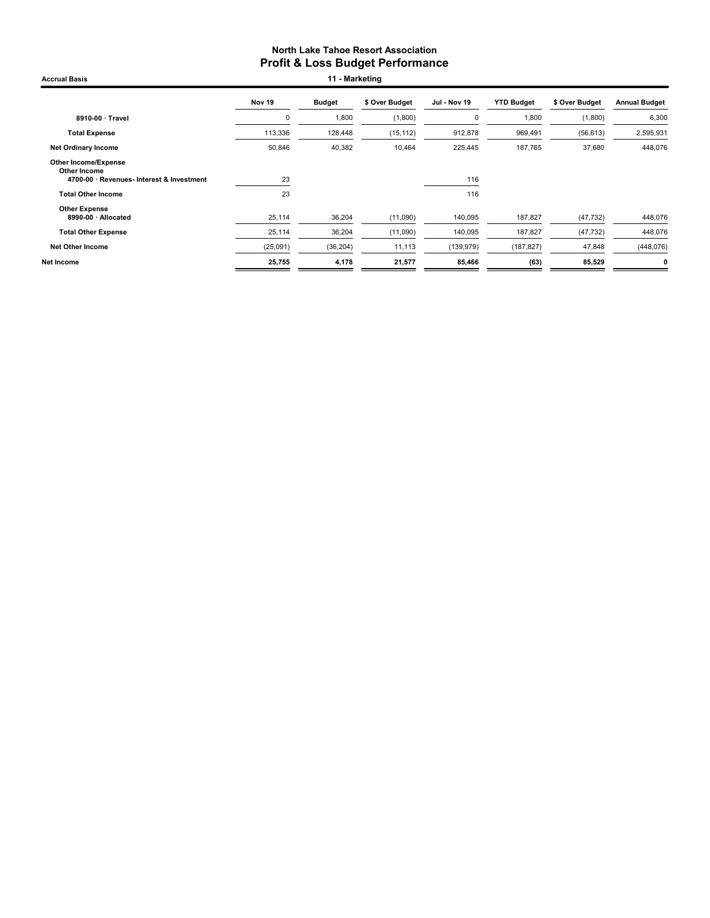**North Lake Tahoe Resort Association**
# Profit & Loss Budget Performance

**Accrual Basis** — **11 - Marketing**

| | Nov 19 | Budget | $ Over Budget | Jul - Nov 19 | YTD Budget | $ Over Budget | Annual Budget |
|---|---|---|---|---|---|---|---|
| **8910-00 · Travel** | 0 | 1,800 | (1,800) | 0 | 1,800 | (1,800) | 6,300 |
| **Total Expense** | 113,336 | 128,448 | (15,112) | 912,878 | 969,491 | (56,613) | 2,595,931 |
| **Net Ordinary Income** | 50,846 | 40,382 | 10,464 | 225,445 | 187,765 | 37,680 | 448,076 |
| **Other Income/Expense** | | | | | | | |
| **Other Income** | | | | | | | |
| **4700-00 · Revenues- Interest & Investment** | 23 | | | 116 | | | |
| **Total Other Income** | 23 | | | 116 | | | |
| **Other Expense** | | | | | | | |
| **8990-00 · Allocated** | 25,114 | 36,204 | (11,090) | 140,095 | 187,827 | (47,732) | 448,076 |
| **Total Other Expense** | 25,114 | 36,204 | (11,090) | 140,095 | 187,827 | (47,732) | 448,076 |
| **Net Other Income** | (25,091) | (36,204) | 11,113 | (139,979) | (187,827) | 47,848 | (448,076) |
| **Net Income** | **25,755** | **4,178** | **21,577** | **85,466** | **(63)** | **85,529** | **0** |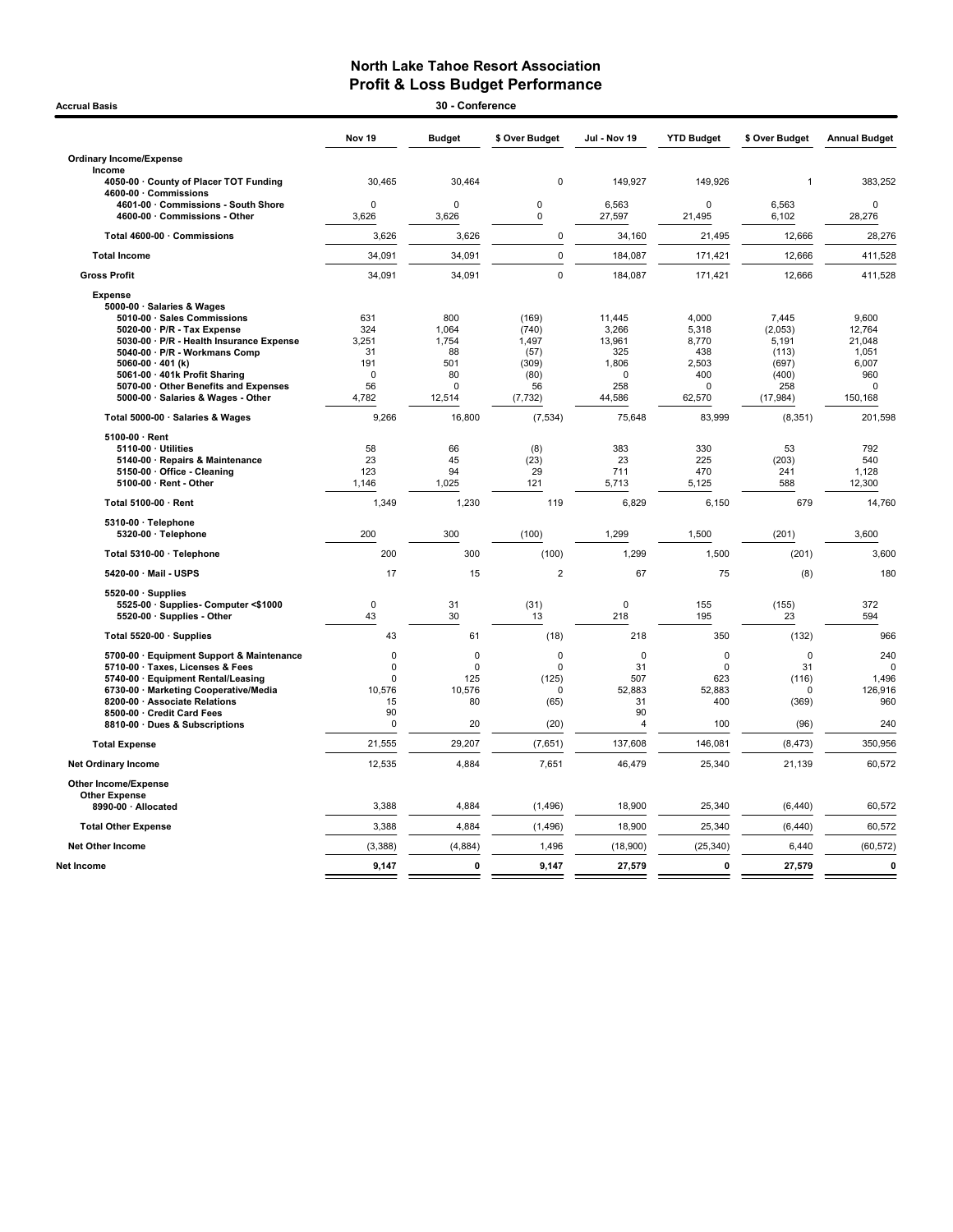# North Lake Tahoe Resort Association
## Profit & Loss Budget Performance

Accrual Basis — 30 - Conference

| | Nov 19 | Budget | $ Over Budget | Jul - Nov 19 | YTD Budget | $ Over Budget | Annual Budget |
|---|---|---|---|---|---|---|---|
| **Ordinary Income/Expense** | | | | | | | |
| **Income** | | | | | | | |
| 4050-00 · County of Placer TOT Funding | 30,465 | 30,464 | 0 | 149,927 | 149,926 | 1 | 383,252 |
| 4600-00 · Commissions | | | | | | | |
| 4601-00 · Commissions - South Shore | 0 | 0 | 0 | 6,563 | 0 | 6,563 | 0 |
| 4600-00 · Commissions - Other | 3,626 | 3,626 | 0 | 27,597 | 21,495 | 6,102 | 28,276 |
| Total 4600-00 · Commissions | 3,626 | 3,626 | 0 | 34,160 | 21,495 | 12,666 | 28,276 |
| **Total Income** | 34,091 | 34,091 | 0 | 184,087 | 171,421 | 12,666 | 411,528 |
| **Gross Profit** | 34,091 | 34,091 | 0 | 184,087 | 171,421 | 12,666 | 411,528 |
| **Expense** | | | | | | | |
| 5000-00 · Salaries & Wages | | | | | | | |
| 5010-00 · Sales Commissions | 631 | 800 | (169) | 11,445 | 4,000 | 7,445 | 9,600 |
| 5020-00 · P/R - Tax Expense | 324 | 1,064 | (740) | 3,266 | 5,318 | (2,053) | 12,764 |
| 5030-00 · P/R - Health Insurance Expense | 3,251 | 1,754 | 1,497 | 13,961 | 8,770 | 5,191 | 21,048 |
| 5040-00 · P/R - Workmans Comp | 31 | 88 | (57) | 325 | 438 | (113) | 1,051 |
| 5060-00 · 401 (k) | 191 | 501 | (309) | 1,806 | 2,503 | (697) | 6,007 |
| 5061-00 · 401k Profit Sharing | 0 | 80 | (80) | 0 | 400 | (400) | 960 |
| 5070-00 · Other Benefits and Expenses | 56 | 0 | 56 | 258 | 0 | 258 | 0 |
| 5000-00 · Salaries & Wages - Other | 4,782 | 12,514 | (7,732) | 44,586 | 62,570 | (17,984) | 150,168 |
| Total 5000-00 · Salaries & Wages | 9,266 | 16,800 | (7,534) | 75,648 | 83,999 | (8,351) | 201,598 |
| 5100-00 · Rent | | | | | | | |
| 5110-00 · Utilities | 58 | 66 | (8) | 383 | 330 | 53 | 792 |
| 5140-00 · Repairs & Maintenance | 23 | 45 | (23) | 23 | 225 | (203) | 540 |
| 5150-00 · Office - Cleaning | 123 | 94 | 29 | 711 | 470 | 241 | 1,128 |
| 5100-00 · Rent - Other | 1,146 | 1,025 | 121 | 5,713 | 5,125 | 588 | 12,300 |
| Total 5100-00 · Rent | 1,349 | 1,230 | 119 | 6,829 | 6,150 | 679 | 14,760 |
| 5310-00 · Telephone | | | | | | | |
| 5320-00 · Telephone | 200 | 300 | (100) | 1,299 | 1,500 | (201) | 3,600 |
| Total 5310-00 · Telephone | 200 | 300 | (100) | 1,299 | 1,500 | (201) | 3,600 |
| 5420-00 · Mail - USPS | 17 | 15 | 2 | 67 | 75 | (8) | 180 |
| 5520-00 · Supplies | | | | | | | |
| 5525-00 · Supplies- Computer <$1000 | 0 | 31 | (31) | 0 | 155 | (155) | 372 |
| 5520-00 · Supplies - Other | 43 | 30 | 13 | 218 | 195 | 23 | 594 |
| Total 5520-00 · Supplies | 43 | 61 | (18) | 218 | 350 | (132) | 966 |
| 5700-00 · Equipment Support & Maintenance | 0 | 0 | 0 | 0 | 0 | 0 | 240 |
| 5710-00 · Taxes, Licenses & Fees | 0 | 0 | 0 | 31 | 0 | 31 | 0 |
| 5740-00 · Equipment Rental/Leasing | 0 | 125 | (125) | 507 | 623 | (116) | 1,496 |
| 6730-00 · Marketing Cooperative/Media | 10,576 | 10,576 | 0 | 52,883 | 52,883 | 0 | 126,916 |
| 8200-00 · Associate Relations | 15 | 80 | (65) | 31 | 400 | (369) | 960 |
| 8500-00 · Credit Card Fees | 90 | | | 90 | | | |
| 8810-00 · Dues & Subscriptions | 0 | 20 | (20) | 4 | 100 | (96) | 240 |
| **Total Expense** | 21,555 | 29,207 | (7,651) | 137,608 | 146,081 | (8,473) | 350,956 |
| **Net Ordinary Income** | 12,535 | 4,884 | 7,651 | 46,479 | 25,340 | 21,139 | 60,572 |
| **Other Income/Expense** | | | | | | | |
| **Other Expense** | | | | | | | |
| 8990-00 · Allocated | 3,388 | 4,884 | (1,496) | 18,900 | 25,340 | (6,440) | 60,572 |
| **Total Other Expense** | 3,388 | 4,884 | (1,496) | 18,900 | 25,340 | (6,440) | 60,572 |
| **Net Other Income** | (3,388) | (4,884) | 1,496 | (18,900) | (25,340) | 6,440 | (60,572) |
| **Net Income** | **9,147** | **0** | **9,147** | **27,579** | **0** | **27,579** | **0** |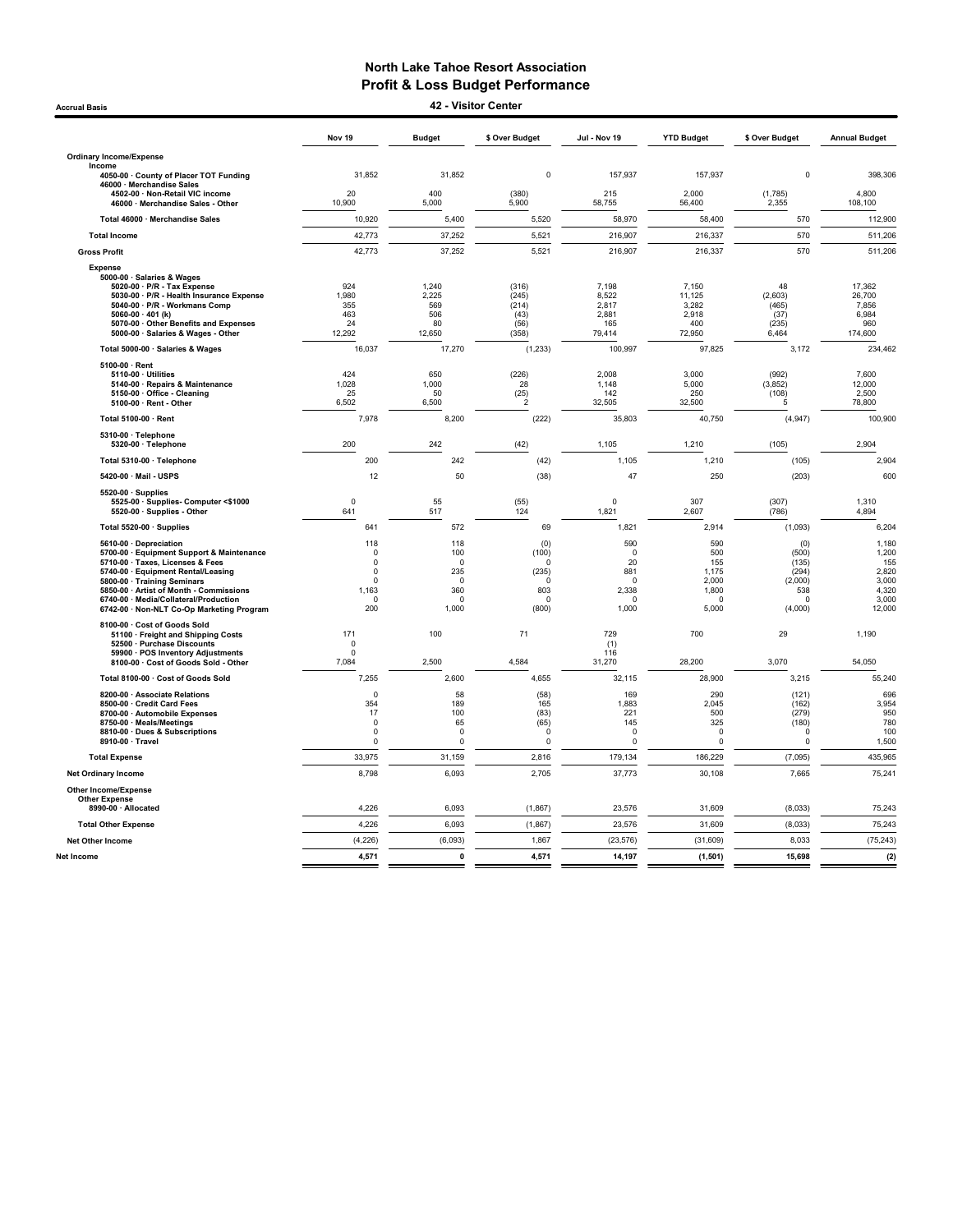# North Lake Tahoe Resort Association
## Profit & Loss Budget Performance
### 42 - Visitor Center

Accrual Basis

| | Nov 19 | Budget | $ Over Budget | Jul - Nov 19 | YTD Budget | $ Over Budget | Annual Budget |
|---|---|---|---|---|---|---|---|
| **Ordinary Income/Expense** | | | | | | | |
| **Income** | | | | | | | |
| 4050-00 · County of Placer TOT Funding | 31,852 | 31,852 | 0 | 157,937 | 157,937 | 0 | 398,306 |
| 46000 · Merchandise Sales | | | | | | | |
| 4502-00 · Non-Retail VIC income | 20 | 400 | (380) | 215 | 2,000 | (1,785) | 4,800 |
| 46000 · Merchandise Sales - Other | 10,900 | 5,000 | 5,900 | 58,755 | 56,400 | 2,355 | 108,100 |
| Total 46000 · Merchandise Sales | 10,920 | 5,400 | 5,520 | 58,970 | 58,400 | 570 | 112,900 |
| **Total Income** | 42,773 | 37,252 | 5,521 | 216,907 | 216,337 | 570 | 511,206 |
| **Gross Profit** | 42,773 | 37,252 | 5,521 | 216,907 | 216,337 | 570 | 511,206 |
| **Expense** | | | | | | | |
| 5000-00 · Salaries & Wages | | | | | | | |
| 5020-00 · P/R - Tax Expense | 924 | 1,240 | (316) | 7,198 | 7,150 | 48 | 17,362 |
| 5030-00 · P/R - Health Insurance Expense | 1,980 | 2,225 | (245) | 8,522 | 11,125 | (2,603) | 26,700 |
| 5040-00 · P/R - Workmans Comp | 355 | 569 | (214) | 2,817 | 3,282 | (465) | 7,856 |
| 5060-00 · 401 (k) | 463 | 506 | (43) | 2,881 | 2,918 | (37) | 6,984 |
| 5070-00 · Other Benefits and Expenses | 24 | 80 | (56) | 165 | 400 | (235) | 960 |
| 5000-00 · Salaries & Wages - Other | 12,292 | 12,650 | (358) | 79,414 | 72,950 | 6,464 | 174,600 |
| Total 5000-00 · Salaries & Wages | 16,037 | 17,270 | (1,233) | 100,997 | 97,825 | 3,172 | 234,462 |
| 5100-00 · Rent | | | | | | | |
| 5110-00 · Utilities | 424 | 650 | (226) | 2,008 | 3,000 | (992) | 7,600 |
| 5140-00 · Repairs & Maintenance | 1,028 | 1,000 | 28 | 1,148 | 5,000 | (3,852) | 12,000 |
| 5150-00 · Office - Cleaning | 25 | 50 | (25) | 142 | 250 | (108) | 2,500 |
| 5100-00 · Rent - Other | 6,502 | 6,500 | 2 | 32,505 | 32,500 | 5 | 78,800 |
| Total 5100-00 · Rent | 7,978 | 8,200 | (222) | 35,803 | 40,750 | (4,947) | 100,900 |
| 5310-00 · Telephone | | | | | | | |
| 5320-00 · Telephone | 200 | 242 | (42) | 1,105 | 1,210 | (105) | 2,904 |
| Total 5310-00 · Telephone | 200 | 242 | (42) | 1,105 | 1,210 | (105) | 2,904 |
| 5420-00 · Mail - USPS | 12 | 50 | (38) | 47 | 250 | (203) | 600 |
| 5520-00 · Supplies | | | | | | | |
| 5525-00 · Supplies- Computer <$1000 | 0 | 55 | (55) | 0 | 307 | (307) | 1,310 |
| 5520-00 · Supplies - Other | 641 | 517 | 124 | 1,821 | 2,607 | (786) | 4,894 |
| Total 5520-00 · Supplies | 641 | 572 | 69 | 1,821 | 2,914 | (1,093) | 6,204 |
| 5610-00 · Depreciation | 118 | 118 | (0) | 590 | 590 | (0) | 1,180 |
| 5700-00 · Equipment Support & Maintenance | 0 | 100 | (100) | 0 | 500 | (500) | 1,200 |
| 5710-00 · Taxes, Licenses & Fees | 0 | 0 | 0 | 20 | 155 | (135) | 155 |
| 5740-00 · Equipment Rental/Leasing | 0 | 235 | (235) | 881 | 1,175 | (294) | 2,820 |
| 5800-00 · Training Seminars | 0 | 0 | 0 | 0 | 2,000 | (2,000) | 3,000 |
| 5850-00 · Artist of Month - Commissions | 1,163 | 360 | 803 | 2,338 | 1,800 | 538 | 4,320 |
| 6740-00 · Media/Collateral/Production | 0 | 0 | 0 | 0 | 0 | 0 | 3,000 |
| 6742-00 · Non-NLT Co-Op Marketing Program | 200 | 1,000 | (800) | 1,000 | 5,000 | (4,000) | 12,000 |
| 8100-00 · Cost of Goods Sold | | | | | | | |
| 51100 · Freight and Shipping Costs | 171 | 100 | 71 | 729 | 700 | 29 | 1,190 |
| 52500 · Purchase Discounts | 0 | | | (1) | | | |
| 59900 · POS Inventory Adjustments | 0 | | | 116 | | | |
| 8100-00 · Cost of Goods Sold - Other | 7,084 | 2,500 | 4,584 | 31,270 | 28,200 | 3,070 | 54,050 |
| Total 8100-00 · Cost of Goods Sold | 7,255 | 2,600 | 4,655 | 32,115 | 28,900 | 3,215 | 55,240 |
| 8200-00 · Associate Relations | 0 | 58 | (58) | 169 | 290 | (121) | 696 |
| 8500-00 · Credit Card Fees | 354 | 189 | 165 | 1,883 | 2,045 | (162) | 3,954 |
| 8700-00 · Automobile Expenses | 17 | 100 | (83) | 221 | 500 | (279) | 950 |
| 8750-00 · Meals/Meetings | 0 | 65 | (65) | 145 | 325 | (180) | 780 |
| 8810-00 · Dues & Subscriptions | 0 | 0 | 0 | 0 | 0 | 0 | 100 |
| 8910-00 · Travel | 0 | 0 | 0 | 0 | 0 | 0 | 1,500 |
| **Total Expense** | 33,975 | 31,159 | 2,816 | 179,134 | 186,229 | (7,095) | 435,965 |
| **Net Ordinary Income** | 8,798 | 6,093 | 2,705 | 37,773 | 30,108 | 7,665 | 75,241 |
| **Other Income/Expense** | | | | | | | |
| Other Expense | | | | | | | |
| 8990-00 · Allocated | 4,226 | 6,093 | (1,867) | 23,576 | 31,609 | (8,033) | 75,243 |
| **Total Other Expense** | 4,226 | 6,093 | (1,867) | 23,576 | 31,609 | (8,033) | 75,243 |
| **Net Other Income** | (4,226) | (6,093) | 1,867 | (23,576) | (31,609) | 8,033 | (75,243) |
| **Net Income** | 4,571 | 0 | 4,571 | 14,197 | (1,501) | 15,698 | (2) |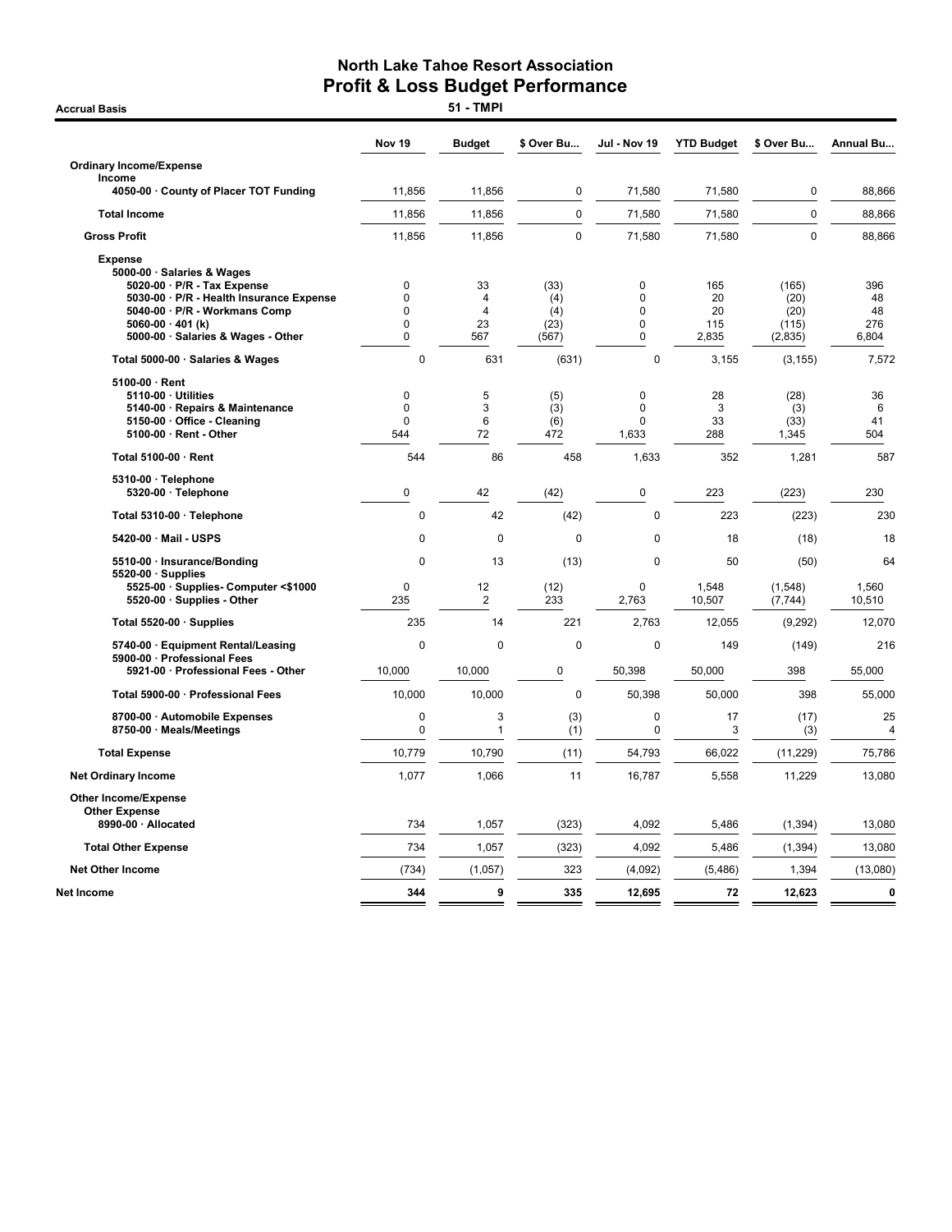# North Lake Tahoe Resort Association
## Profit & Loss Budget Performance

**Accrual Basis** — **51 - TMPI**

| | Nov 19 | Budget | $ Over Bu... | Jul - Nov 19 | YTD Budget | $ Over Bu... | Annual Bu... |
|---|---|---|---|---|---|---|---|
| **Ordinary Income/Expense** | | | | | | | |
| **Income** | | | | | | | |
| 4050-00 · County of Placer TOT Funding | 11,856 | 11,856 | 0 | 71,580 | 71,580 | 0 | 88,866 |
| **Total Income** | 11,856 | 11,856 | 0 | 71,580 | 71,580 | 0 | 88,866 |
| **Gross Profit** | 11,856 | 11,856 | 0 | 71,580 | 71,580 | 0 | 88,866 |
| **Expense** | | | | | | | |
| 5000-00 · Salaries & Wages | | | | | | | |
| 5020-00 · P/R - Tax Expense | 0 | 33 | (33) | 0 | 165 | (165) | 396 |
| 5030-00 · P/R - Health Insurance Expense | 0 | 4 | (4) | 0 | 20 | (20) | 48 |
| 5040-00 · P/R - Workmans Comp | 0 | 4 | (4) | 0 | 20 | (20) | 48 |
| 5060-00 · 401 (k) | 0 | 23 | (23) | 0 | 115 | (115) | 276 |
| 5000-00 · Salaries & Wages - Other | 0 | 567 | (567) | 0 | 2,835 | (2,835) | 6,804 |
| Total 5000-00 · Salaries & Wages | 0 | 631 | (631) | 0 | 3,155 | (3,155) | 7,572 |
| 5100-00 · Rent | | | | | | | |
| 5110-00 · Utilities | 0 | 5 | (5) | 0 | 28 | (28) | 36 |
| 5140-00 · Repairs & Maintenance | 0 | 3 | (3) | 0 | 3 | (3) | 6 |
| 5150-00 · Office - Cleaning | 0 | 6 | (6) | 0 | 33 | (33) | 41 |
| 5100-00 · Rent - Other | 544 | 72 | 472 | 1,633 | 288 | 1,345 | 504 |
| Total 5100-00 · Rent | 544 | 86 | 458 | 1,633 | 352 | 1,281 | 587 |
| 5310-00 · Telephone | | | | | | | |
| 5320-00 · Telephone | 0 | 42 | (42) | 0 | 223 | (223) | 230 |
| Total 5310-00 · Telephone | 0 | 42 | (42) | 0 | 223 | (223) | 230 |
| 5420-00 · Mail - USPS | 0 | 0 | 0 | 0 | 18 | (18) | 18 |
| 5510-00 · Insurance/Bonding | 0 | 13 | (13) | 0 | 50 | (50) | 64 |
| 5520-00 · Supplies | | | | | | | |
| 5525-00 · Supplies- Computer <$1000 | 0 | 12 | (12) | 0 | 1,548 | (1,548) | 1,560 |
| 5520-00 · Supplies - Other | 235 | 2 | 233 | 2,763 | 10,507 | (7,744) | 10,510 |
| Total 5520-00 · Supplies | 235 | 14 | 221 | 2,763 | 12,055 | (9,292) | 12,070 |
| 5740-00 · Equipment Rental/Leasing | 0 | 0 | 0 | 0 | 149 | (149) | 216 |
| 5900-00 · Professional Fees | | | | | | | |
| 5921-00 · Professional Fees - Other | 10,000 | 10,000 | 0 | 50,398 | 50,000 | 398 | 55,000 |
| Total 5900-00 · Professional Fees | 10,000 | 10,000 | 0 | 50,398 | 50,000 | 398 | 55,000 |
| 8700-00 · Automobile Expenses | 0 | 3 | (3) | 0 | 17 | (17) | 25 |
| 8750-00 · Meals/Meetings | 0 | 1 | (1) | 0 | 3 | (3) | 4 |
| **Total Expense** | 10,779 | 10,790 | (11) | 54,793 | 66,022 | (11,229) | 75,786 |
| **Net Ordinary Income** | 1,077 | 1,066 | 11 | 16,787 | 5,558 | 11,229 | 13,080 |
| **Other Income/Expense** | | | | | | | |
| **Other Expense** | | | | | | | |
| 8990-00 · Allocated | 734 | 1,057 | (323) | 4,092 | 5,486 | (1,394) | 13,080 |
| **Total Other Expense** | 734 | 1,057 | (323) | 4,092 | 5,486 | (1,394) | 13,080 |
| **Net Other Income** | (734) | (1,057) | 323 | (4,092) | (5,486) | 1,394 | (13,080) |
| **Net Income** | **344** | **9** | **335** | **12,695** | **72** | **12,623** | **0** |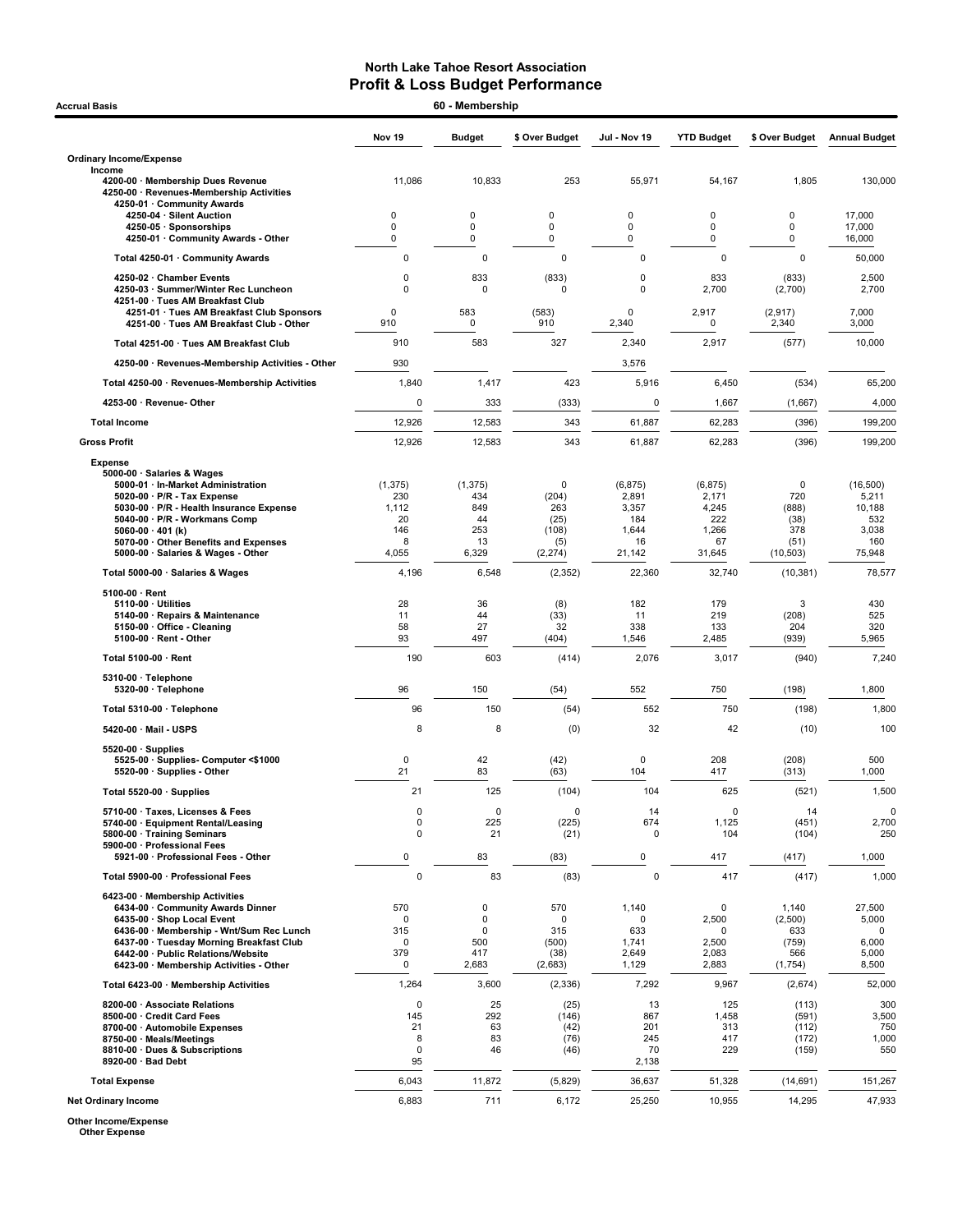# North Lake Tahoe Resort Association
## Profit & Loss Budget Performance

**Accrual Basis** — **60 - Membership**

| | Nov 19 | Budget | $ Over Budget | Jul - Nov 19 | YTD Budget | $ Over Budget | Annual Budget |
|---|---|---|---|---|---|---|---|
| **Ordinary Income/Expense** | | | | | | | |
| **Income** | | | | | | | |
| 4200-00 · Membership Dues Revenue | 11,086 | 10,833 | 253 | 55,971 | 54,167 | 1,805 | 130,000 |
| 4250-00 · Revenues-Membership Activities | | | | | | | |
| 4250-01 · Community Awards | | | | | | | |
| 4250-04 · Silent Auction | 0 | 0 | 0 | 0 | 0 | 0 | 17,000 |
| 4250-05 · Sponsorships | 0 | 0 | 0 | 0 | 0 | 0 | 17,000 |
| 4250-01 · Community Awards - Other | 0 | 0 | 0 | 0 | 0 | 0 | 16,000 |
| Total 4250-01 · Community Awards | 0 | 0 | 0 | 0 | 0 | 0 | 50,000 |
| 4250-02 · Chamber Events | 0 | 833 | (833) | 0 | 833 | (833) | 2,500 |
| 4250-03 · Summer/Winter Rec Luncheon | 0 | 0 | 0 | 0 | 2,700 | (2,700) | 2,700 |
| 4251-00 · Tues AM Breakfast Club | | | | | | | |
| 4251-01 · Tues AM Breakfast Club Sponsors | 0 | 583 | (583) | 0 | 2,917 | (2,917) | 7,000 |
| 4251-00 · Tues AM Breakfast Club - Other | 910 | 0 | 910 | 2,340 | 0 | 2,340 | 3,000 |
| Total 4251-00 · Tues AM Breakfast Club | 910 | 583 | 327 | 2,340 | 2,917 | (577) | 10,000 |
| 4250-00 · Revenues-Membership Activities - Other | 930 | | | 3,576 | | | |
| Total 4250-00 · Revenues-Membership Activities | 1,840 | 1,417 | 423 | 5,916 | 6,450 | (534) | 65,200 |
| 4253-00 · Revenue- Other | 0 | 333 | (333) | 0 | 1,667 | (1,667) | 4,000 |
| **Total Income** | 12,926 | 12,583 | 343 | 61,887 | 62,283 | (396) | 199,200 |
| **Gross Profit** | 12,926 | 12,583 | 343 | 61,887 | 62,283 | (396) | 199,200 |
| **Expense** | | | | | | | |
| 5000-00 · Salaries & Wages | | | | | | | |
| 5000-01 · In-Market Administration | (1,375) | (1,375) | 0 | (6,875) | (6,875) | 0 | (16,500) |
| 5020-00 · P/R - Tax Expense | 230 | 434 | (204) | 2,891 | 2,171 | 720 | 5,211 |
| 5030-00 · P/R - Health Insurance Expense | 1,112 | 849 | 263 | 3,357 | 4,245 | (888) | 10,188 |
| 5040-00 · P/R - Workmans Comp | 20 | 44 | (25) | 184 | 222 | (38) | 532 |
| 5060-00 · 401 (k) | 146 | 253 | (108) | 1,644 | 1,266 | 378 | 3,038 |
| 5070-00 · Other Benefits and Expenses | 8 | 13 | (5) | 16 | 67 | (51) | 160 |
| 5000-00 · Salaries & Wages - Other | 4,055 | 6,329 | (2,274) | 21,142 | 31,645 | (10,503) | 75,948 |
| Total 5000-00 · Salaries & Wages | 4,196 | 6,548 | (2,352) | 22,360 | 32,740 | (10,381) | 78,577 |
| 5100-00 · Rent | | | | | | | |
| 5110-00 · Utilities | 28 | 36 | (8) | 182 | 179 | 3 | 430 |
| 5140-00 · Repairs & Maintenance | 11 | 44 | (33) | 11 | 219 | (208) | 525 |
| 5150-00 · Office - Cleaning | 58 | 27 | 32 | 338 | 133 | 204 | 320 |
| 5100-00 · Rent - Other | 93 | 497 | (404) | 1,546 | 2,485 | (939) | 5,965 |
| Total 5100-00 · Rent | 190 | 603 | (414) | 2,076 | 3,017 | (940) | 7,240 |
| 5310-00 · Telephone | | | | | | | |
| 5320-00 · Telephone | 96 | 150 | (54) | 552 | 750 | (198) | 1,800 |
| Total 5310-00 · Telephone | 96 | 150 | (54) | 552 | 750 | (198) | 1,800 |
| 5420-00 · Mail - USPS | 8 | 8 | (0) | 32 | 42 | (10) | 100 |
| 5520-00 · Supplies | | | | | | | |
| 5525-00 · Supplies- Computer <$1000 | 0 | 42 | (42) | 0 | 208 | (208) | 500 |
| 5520-00 · Supplies - Other | 21 | 83 | (63) | 104 | 417 | (313) | 1,000 |
| Total 5520-00 · Supplies | 21 | 125 | (104) | 104 | 625 | (521) | 1,500 |
| 5710-00 · Taxes, Licenses & Fees | 0 | 0 | 0 | 14 | 0 | 14 | 0 |
| 5740-00 · Equipment Rental/Leasing | 0 | 225 | (225) | 674 | 1,125 | (451) | 2,700 |
| 5800-00 · Training Seminars | 0 | 21 | (21) | 0 | 104 | (104) | 250 |
| 5900-00 · Professional Fees | | | | | | | |
| 5921-00 · Professional Fees - Other | 0 | 83 | (83) | 0 | 417 | (417) | 1,000 |
| Total 5900-00 · Professional Fees | 0 | 83 | (83) | 0 | 417 | (417) | 1,000 |
| 6423-00 · Membership Activities | | | | | | | |
| 6434-00 · Community Awards Dinner | 570 | 0 | 570 | 1,140 | 0 | 1,140 | 27,500 |
| 6435-00 · Shop Local Event | 0 | 0 | 0 | 0 | 2,500 | (2,500) | 5,000 |
| 6436-00 · Membership - Wnt/Sum Rec Lunch | 315 | 0 | 315 | 633 | 0 | 633 | 0 |
| 6437-00 · Tuesday Morning Breakfast Club | 0 | 500 | (500) | 1,741 | 2,500 | (759) | 6,000 |
| 6442-00 · Public Relations/Website | 379 | 417 | (38) | 2,649 | 2,083 | 566 | 5,000 |
| 6423-00 · Membership Activities - Other | 0 | 2,683 | (2,683) | 1,129 | 2,883 | (1,754) | 8,500 |
| Total 6423-00 · Membership Activities | 1,264 | 3,600 | (2,336) | 7,292 | 9,967 | (2,674) | 52,000 |
| 8200-00 · Associate Relations | 0 | 25 | (25) | 13 | 125 | (113) | 300 |
| 8500-00 · Credit Card Fees | 145 | 292 | (146) | 867 | 1,458 | (591) | 3,500 |
| 8700-00 · Automobile Expenses | 21 | 63 | (42) | 201 | 313 | (112) | 750 |
| 8750-00 · Meals/Meetings | 8 | 83 | (76) | 245 | 417 | (172) | 1,000 |
| 8810-00 · Dues & Subscriptions | 0 | 46 | (46) | 70 | 229 | (159) | 550 |
| 8920-00 · Bad Debt | 95 | | | 2,138 | | | |
| **Total Expense** | 6,043 | 11,872 | (5,829) | 36,637 | 51,328 | (14,691) | 151,267 |
| **Net Ordinary Income** | 6,883 | 711 | 6,172 | 25,250 | 10,955 | 14,295 | 47,933 |
| **Other Income/Expense** | | | | | | | |
| **Other Expense** | | | | | | | |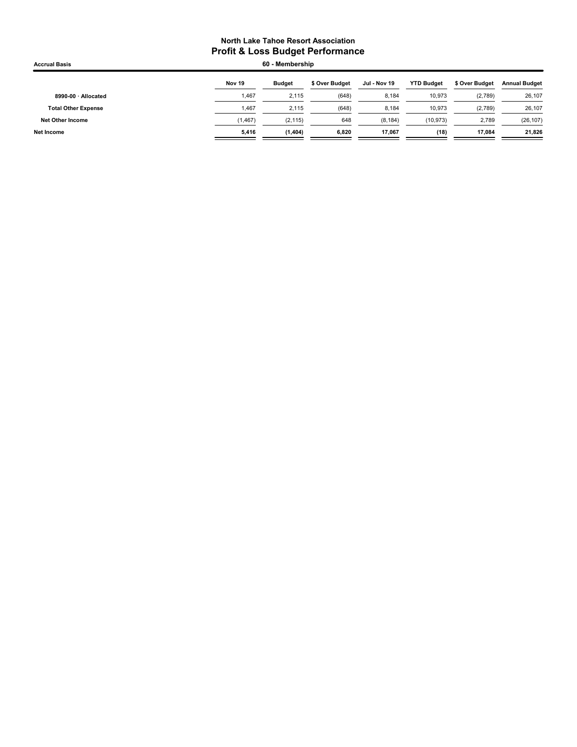**North Lake Tahoe Resort Association**
# Profit & Loss Budget Performance

**Accrual Basis** | **60 - Membership**

| | Nov 19 | Budget | $ Over Budget | Jul - Nov 19 | YTD Budget | $ Over Budget | Annual Budget |
|---|---|---|---|---|---|---|---|
| 8990-00 · Allocated | 1,467 | 2,115 | (648) | 8,184 | 10,973 | (2,789) | 26,107 |
| **Total Other Expense** | 1,467 | 2,115 | (648) | 8,184 | 10,973 | (2,789) | 26,107 |
| **Net Other Income** | (1,467) | (2,115) | 648 | (8,184) | (10,973) | 2,789 | (26,107) |
| **Net Income** | **5,416** | **(1,404)** | **6,820** | **17,067** | **(18)** | **17,084** | **21,826** |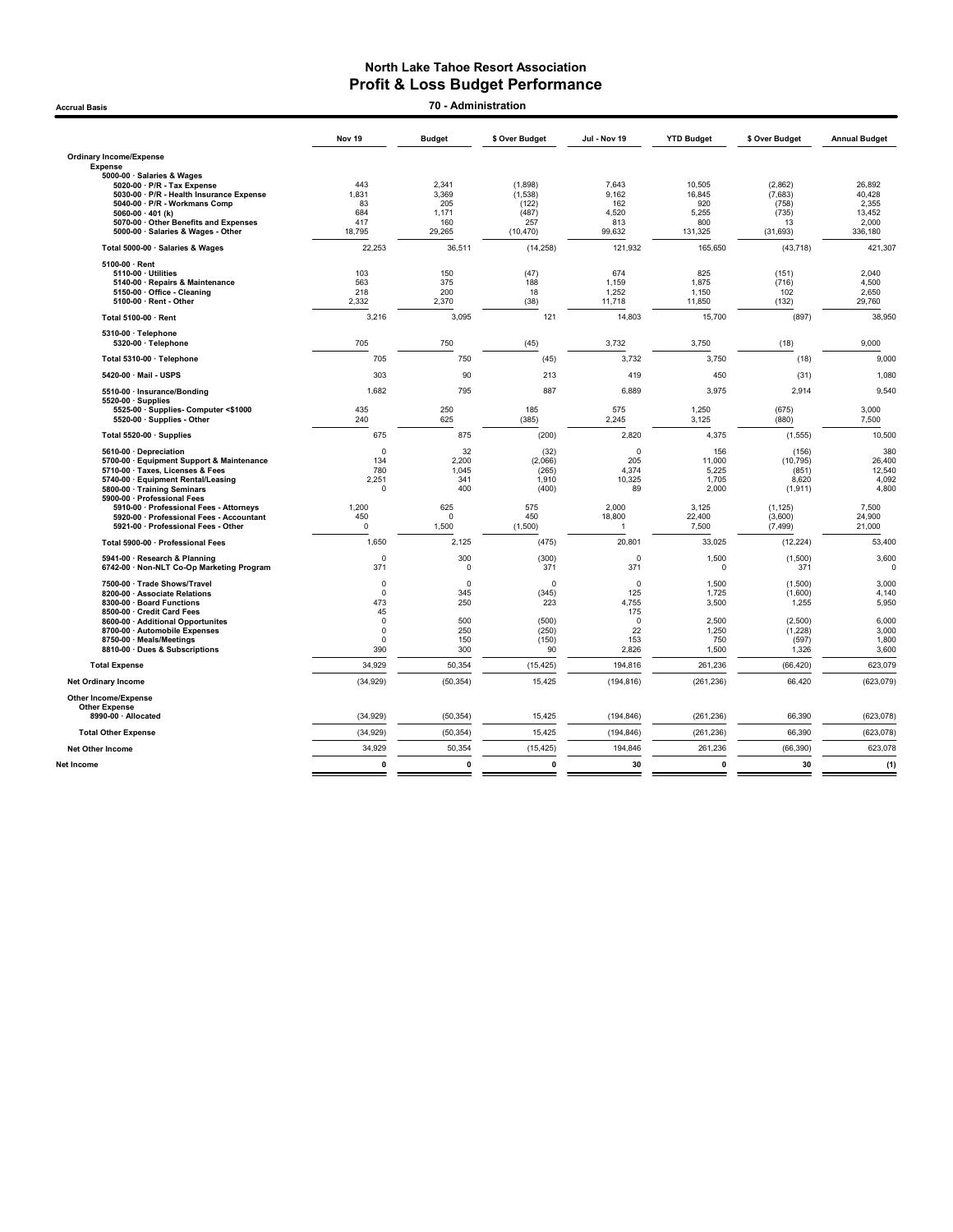# North Lake Tahoe Resort Association
## Profit & Loss Budget Performance

**Accrual Basis** — **70 - Administration**

| | Nov 19 | Budget | $ Over Budget | Jul - Nov 19 | YTD Budget | $ Over Budget | Annual Budget |
|---|---|---|---|---|---|---|---|
| **Ordinary Income/Expense** | | | | | | | |
| **Expense** | | | | | | | |
| **5000-00 · Salaries & Wages** | | | | | | | |
| 5020-00 · P/R - Tax Expense | 443 | 2,341 | (1,898) | 7,643 | 10,505 | (2,862) | 26,892 |
| 5030-00 · P/R - Health Insurance Expense | 1,831 | 3,369 | (1,538) | 9,162 | 16,845 | (7,683) | 40,428 |
| 5040-00 · P/R - Workmans Comp | 83 | 205 | (122) | 162 | 920 | (758) | 2,355 |
| 5060-00 · 401 (k) | 684 | 1,171 | (487) | 4,520 | 5,255 | (735) | 13,452 |
| 5070-00 · Other Benefits and Expenses | 417 | 160 | 257 | 813 | 800 | 13 | 2,000 |
| 5000-00 · Salaries & Wages - Other | 18,795 | 29,265 | (10,470) | 99,632 | 131,325 | (31,693) | 336,180 |
| **Total 5000-00 · Salaries & Wages** | 22,253 | 36,511 | (14,258) | 121,932 | 165,650 | (43,718) | 421,307 |
| **5100-00 · Rent** | | | | | | | |
| 5110-00 · Utilities | 103 | 150 | (47) | 674 | 825 | (151) | 2,040 |
| 5140-00 · Repairs & Maintenance | 563 | 375 | 188 | 1,159 | 1,875 | (716) | 4,500 |
| 5150-00 · Office - Cleaning | 218 | 200 | 18 | 1,252 | 1,150 | 102 | 2,650 |
| 5100-00 · Rent - Other | 2,332 | 2,370 | (38) | 11,718 | 11,850 | (132) | 29,760 |
| **Total 5100-00 · Rent** | 3,216 | 3,095 | 121 | 14,803 | 15,700 | (897) | 38,950 |
| **5310-00 · Telephone** | | | | | | | |
| 5320-00 · Telephone | 705 | 750 | (45) | 3,732 | 3,750 | (18) | 9,000 |
| **Total 5310-00 · Telephone** | 705 | 750 | (45) | 3,732 | 3,750 | (18) | 9,000 |
| 5420-00 · Mail - USPS | 303 | 90 | 213 | 419 | 450 | (31) | 1,080 |
| 5510-00 · Insurance/Bonding | 1,682 | 795 | 887 | 6,889 | 3,975 | 2,914 | 9,540 |
| **5520-00 · Supplies** | | | | | | | |
| 5525-00 · Supplies- Computer <$1000 | 435 | 250 | 185 | 575 | 1,250 | (675) | 3,000 |
| 5520-00 · Supplies - Other | 240 | 625 | (385) | 2,245 | 3,125 | (880) | 7,500 |
| **Total 5520-00 · Supplies** | 675 | 875 | (200) | 2,820 | 4,375 | (1,555) | 10,500 |
| 5610-00 · Depreciation | 0 | 32 | (32) | 0 | 156 | (156) | 380 |
| 5700-00 · Equipment Support & Maintenance | 134 | 2,200 | (2,066) | 205 | 11,000 | (10,795) | 26,400 |
| 5710-00 · Taxes, Licenses & Fees | 780 | 1,045 | (265) | 4,374 | 5,225 | (851) | 12,540 |
| 5740-00 · Equipment Rental/Leasing | 2,251 | 341 | 1,910 | 10,325 | 1,705 | 8,620 | 4,092 |
| 5800-00 · Training Seminars | 0 | 400 | (400) | 89 | 2,000 | (1,911) | 4,800 |
| **5900-00 · Professional Fees** | | | | | | | |
| 5910-00 · Professional Fees - Attorneys | 1,200 | 625 | 575 | 2,000 | 3,125 | (1,125) | 7,500 |
| 5920-00 · Professional Fees - Accountant | 450 | 0 | 450 | 18,800 | 22,400 | (3,600) | 24,900 |
| 5921-00 · Professional Fees - Other | 0 | 1,500 | (1,500) | 1 | 7,500 | (7,499) | 21,000 |
| **Total 5900-00 · Professional Fees** | 1,650 | 2,125 | (475) | 20,801 | 33,025 | (12,224) | 53,400 |
| 5941-00 · Research & Planning | 0 | 300 | (300) | 0 | 1,500 | (1,500) | 3,600 |
| 6742-00 · Non-NLT Co-Op Marketing Program | 371 | 0 | 371 | 371 | 0 | 371 | 0 |
| 7500-00 · Trade Shows/Travel | 0 | 0 | 0 | 0 | 1,500 | (1,500) | 3,000 |
| 8200-00 · Associate Relations | 0 | 345 | (345) | 125 | 1,725 | (1,600) | 4,140 |
| 8300-00 · Board Functions | 473 | 250 | 223 | 4,755 | 3,500 | 1,255 | 5,950 |
| 8500-00 · Credit Card Fees | 45 | | | 175 | | | |
| 8600-00 · Additional Opportunites | 0 | 500 | (500) | 0 | 2,500 | (2,500) | 6,000 |
| 8700-00 · Automobile Expenses | 0 | 250 | (250) | 22 | 1,250 | (1,228) | 3,000 |
| 8750-00 · Meals/Meetings | 0 | 150 | (150) | 153 | 750 | (597) | 1,800 |
| 8810-00 · Dues & Subscriptions | 390 | 300 | 90 | 2,826 | 1,500 | 1,326 | 3,600 |
| **Total Expense** | 34,929 | 50,354 | (15,425) | 194,816 | 261,236 | (66,420) | 623,079 |
| **Net Ordinary Income** | (34,929) | (50,354) | 15,425 | (194,816) | (261,236) | 66,420 | (623,079) |
| **Other Income/Expense** | | | | | | | |
| **Other Expense** | | | | | | | |
| 8990-00 · Allocated | (34,929) | (50,354) | 15,425 | (194,846) | (261,236) | 66,390 | (623,078) |
| **Total Other Expense** | (34,929) | (50,354) | 15,425 | (194,846) | (261,236) | 66,390 | (623,078) |
| **Net Other Income** | 34,929 | 50,354 | (15,425) | 194,846 | 261,236 | (66,390) | 623,078 |
| **Net Income** | **0** | **0** | **0** | **30** | **0** | **30** | **(1)** |